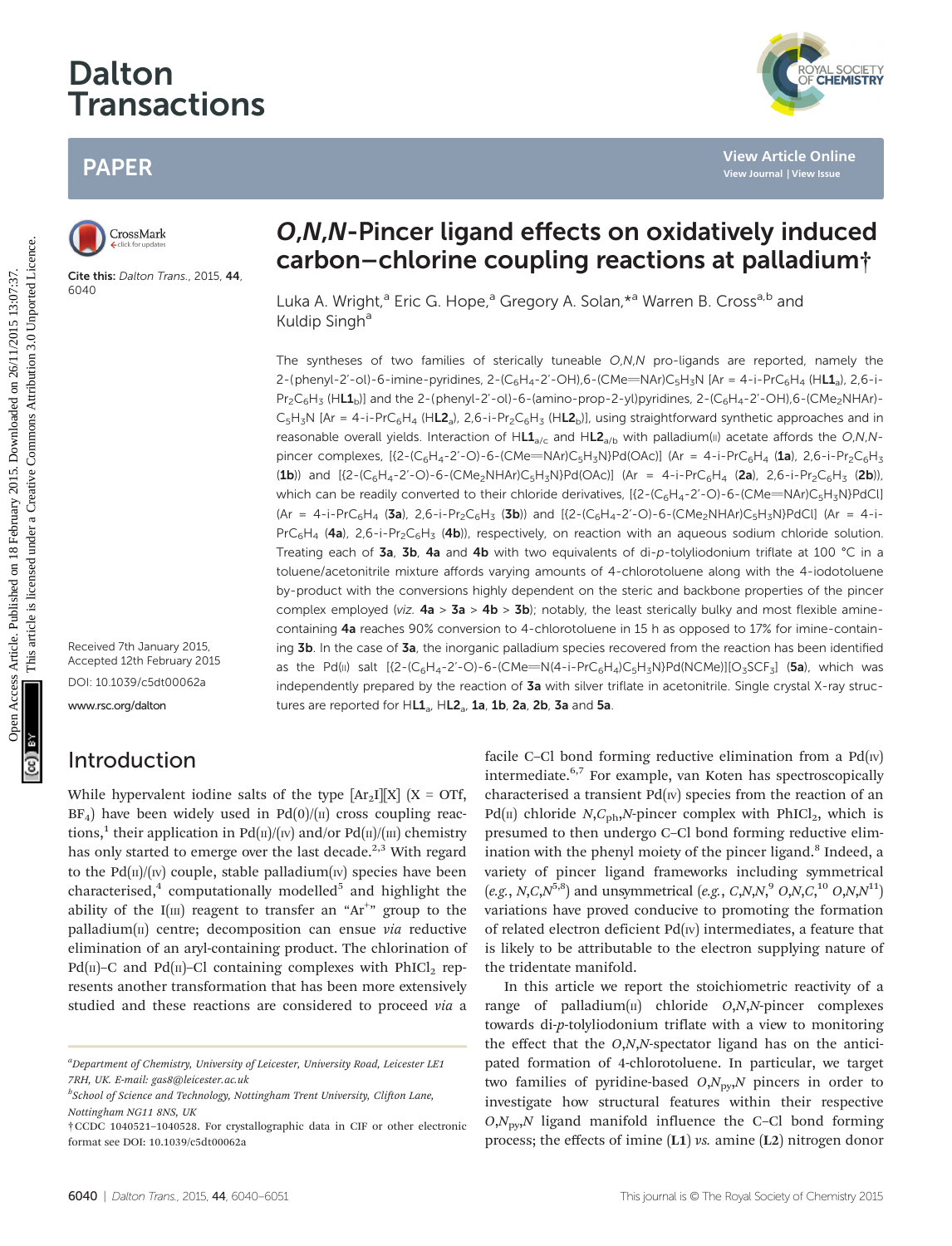# Dalton Transactions

## PAPER

Cite this: *Dalton Trans.*, 2015, **44**, 6040

# *O,N,N*-Pincer ligand effects on oxidatively induced carbon–chlorine coupling reactions at palladium†

Luka A. Wright,[a] Eric G. Hope,[a] Gregory A. Solan,*[a] Warren B. Cross[a,b] and Kuldip Singh[a]

Received 7th January 2015, Accepted 12th February 2015

DOI: 10.1039/c5dt00062a

www.rsc.org/dalton

The syntheses of two families of sterically tuneable *O,N,N* pro-ligands are reported, namely the 2-(phenyl-2′-ol)-6-imine-pyridines, 2-($C_6H_4$-2′-OH),6-(CMe=NAr)$C_5H_3$N [Ar = 4-i-Pr$C_6H_4$ (H**L1**$_a$), 2,6-i-$Pr_2C_6H_3$ (H**L1**$_b$)] and the 2-(phenyl-2′-ol)-6-(amino-prop-2-yl)pyridines, 2-($C_6H_4$-2′-OH),6-($CMe_2$NHAr)-$C_5H_3$N [Ar = 4-i-Pr$C_6H_4$ (H**L2**$_a$), 2,6-i-$Pr_2C_6H_3$ (H**L2**$_b$)], using straightforward synthetic approaches and in reasonable overall yields. Interaction of H**L1**$_{a/c}$ and H**L2**$_{a/b}$ with palladium(II) acetate affords the *O,N,N*-pincer complexes, [{2-($C_6H_4$-2′-O)-6-(CMe=NAr)$C_5H_3$N}Pd(OAc)] (Ar = 4-i-Pr$C_6H_4$ (**1a**), 2,6-i-$Pr_2C_6H_3$ (**1b**)) and [{2-($C_6H_4$-2′-O)-6-($CMe_2$NHAr)$C_5H_3$N}Pd(OAc)] (Ar = 4-i-Pr$C_6H_4$ (**2a**), 2,6-i-$Pr_2C_6H_3$ (**2b**)), which can be readily converted to their chloride derivatives, [{2-($C_6H_4$-2′-O)-6-(CMe=NAr)$C_5H_3$N}PdCl] (Ar = 4-i-Pr$C_6H_4$ (**3a**), 2,6-i-$Pr_2C_6H_3$ (**3b**)) and [{2-($C_6H_4$-2′-O)-6-($CMe_2$NHAr)$C_5H_3$N}PdCl] (Ar = 4-i-Pr$C_6H_4$ (**4a**), 2,6-i-$Pr_2C_6H_3$ (**4b**)), respectively, on reaction with an aqueous sodium chloride solution. Treating each of **3a**, **3b**, **4a** and **4b** with two equivalents of di-*p*-tolyliodonium triflate at 100 °C in a toluene/acetonitrile mixture affords varying amounts of 4-chlorotoluene along with the 4-iodotoluene by-product with the conversions highly dependent on the steric and backbone properties of the pincer complex employed (*viz.* **4a** > **3a** > **4b** > **3b**); notably, the least sterically bulky and most flexible amine-containing **4a** reaches 90% conversion to 4-chlorotoluene in 15 h as opposed to 17% for imine-containing **3b**. In the case of **3a**, the inorganic palladium species recovered from the reaction has been identified as the Pd(II) salt [{2-($C_6H_4$-2′-O)-6-(CMe=N(4-i-Pr$C_6H_4$)$C_5H_3$N}Pd(NCMe)][$O_3SCF_3$] (**5a**), which was independently prepared by the reaction of **3a** with silver triflate in acetonitrile. Single crystal X-ray structures are reported for H**L1**$_a$, H**L2**$_a$, **1a**, **1b**, **2a**, **2b**, **3a** and **5a**.

## Introduction

While hypervalent iodine salts of the type $[Ar_2I][X]$ (X = OTf, $BF_4$) have been widely used in Pd(0)/(II) cross coupling reactions,[1] their application in Pd(II)/(IV) and/or Pd(II)/(III) chemistry has only started to emerge over the last decade.[2,3] With regard to the Pd(II)/(IV) couple, stable palladium(IV) species have been characterised,[4] computationally modelled[5] and highlight the ability of the I(III) reagent to transfer an "$Ar^+$" group to the palladium(II) centre; decomposition can ensue *via* reductive elimination of an aryl-containing product. The chlorination of Pd(II)–C and Pd(II)–Cl containing complexes with $PhICl_2$ represents another transformation that has been more extensively studied and these reactions are considered to proceed *via* a facile C–Cl bond forming reductive elimination from a Pd(IV) intermediate.[6,7] For example, van Koten has spectroscopically characterised a transient Pd(IV) species from the reaction of an Pd(II) chloride *N*,$C_{ph}$,*N*-pincer complex with $PhICl_2$, which is presumed to then undergo C–Cl bond forming reductive elimination with the phenyl moiety of the pincer ligand.[8] Indeed, a variety of pincer ligand frameworks including symmetrical (*e.g.*, *N,C,N*[5,8]) and unsymmetrical (*e.g.*, *C,N,N*,[9] *O,N,C*,[10] *O,N,N*[11]) variations have proved conducive to promoting the formation of related electron deficient Pd(IV) intermediates, a feature that is likely to be attributable to the electron supplying nature of the tridentate manifold.

In this article we report the stoichiometric reactivity of a range of palladium(II) chloride *O,N,N*-pincer complexes towards di-*p*-tolyliodonium triflate with a view to monitoring the effect that the *O,N,N*-spectator ligand has on the anticipated formation of 4-chlorotoluene. In particular, we target two families of pyridine-based *O*,$N_{py}$,*N* pincers in order to investigate how structural features within their respective *O*,$N_{py}$,*N* ligand manifold influence the C–Cl bond forming process; the effects of imine (**L1**) *vs.* amine (**L2**) nitrogen donor

---

[a] Department of Chemistry, University of Leicester, University Road, Leicester LE1 7RH, UK. E-mail: gas8@leicester.ac.uk

[b] School of Science and Technology, Nottingham Trent University, Clifton Lane, Nottingham NG11 8NS, UK

† CCDC 1040521–1040528. For crystallographic data in CIF or other electronic format see DOI: 10.1039/c5dt00062a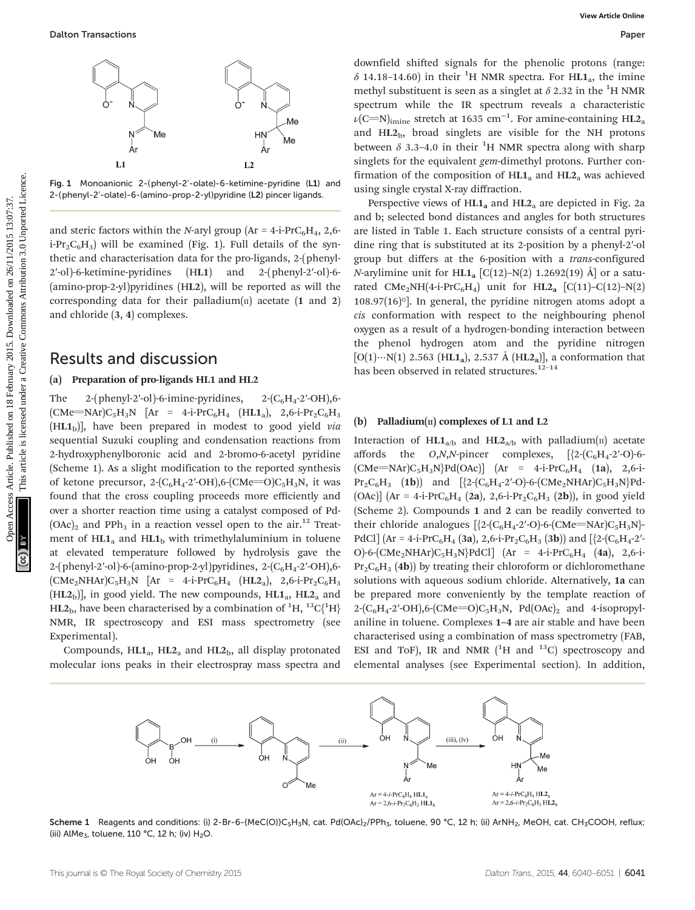Fig. 1 Monoanionic 2-(phenyl-2′-olate)-6-ketimine-pyridine (**L1**) and 2-(phenyl-2′-olate)-6-(amino-prop-2-yl)pyridine (**L2**) pincer ligands.

and steric factors within the *N*-aryl group (Ar = 4-i-$PrC_6H_4$, 2,6-i-$Pr_2C_6H_3$) will be examined (Fig. 1). Full details of the synthetic and characterisation data for the pro-ligands, 2-(phenyl-2′-ol)-6-ketimine-pyridines (H**L1**) and 2-(phenyl-2′-ol)-6-(amino-prop-2-yl)pyridines (H**L2**), will be reported as will the corresponding data for their palladium(II) acetate (**1** and **2**) and chloride (**3**, **4**) complexes.

## Results and discussion

### (a) Preparation of pro-ligands HL1 and HL2

The 2-(phenyl-2′-ol)-6-imine-pyridines, 2-($C_6H_4$-2′-OH),6-(CMe=NAr)$C_5H_3N$ [Ar = 4-i-$PrC_6H_4$ (H**L1**$_a$), 2,6-i-$Pr_2C_6H_3$ (H**L1**$_b$)], have been prepared in modest to good yield *via* sequential Suzuki coupling and condensation reactions from 2-hydroxyphenylboronic acid and 2-bromo-6-acetyl pyridine (Scheme 1). As a slight modification to the reported synthesis of ketone precursor, 2-($C_6H_4$-2′-OH),6-(CMe=O)$C_5H_3N$, it was found that the cross coupling proceeds more efficiently and over a shorter reaction time using a catalyst composed of Pd$(OAc)_2$ and $PPh_3$ in a reaction vessel open to the air.[12] Treatment of H**L1**$_a$ and H**L1**$_b$ with trimethylaluminium in toluene at elevated temperature followed by hydrolysis gave the 2-(phenyl-2′-ol)-6-(amino-prop-2-yl)pyridines, 2-($C_6H_4$-2′-OH),6-($CMe_2$NHAr)$C_5H_3N$ [Ar = 4-i-$PrC_6H_4$ (H**L2**$_a$), 2,6-i-$Pr_2C_6H_3$ (H**L2**$_b$)], in good yield. The new compounds, H**L1**$_a$, H**L2**$_a$ and H**L2**$_b$, have been characterised by a combination of $^1$H, $^{13}$C{$^1$H} NMR, IR spectroscopy and ESI mass spectrometry (see Experimental).

Compounds, H**L1**$_a$, H**L2**$_a$ and H**L2**$_b$, all display protonated molecular ions peaks in their electrospray mass spectra and downfield shifted signals for the phenolic protons (range: $\delta$ 14.18–14.60) in their $^1$H NMR spectra. For H**L1**$_a$, the imine methyl substituent is seen as a singlet at $\delta$ 2.32 in the $^1$H NMR spectrum while the IR spectrum reveals a characteristic $\nu(C{=}N)_{imine}$ stretch at 1635 cm$^{-1}$. For amine-containing H**L2**$_a$ and H**L2**$_b$, broad singlets are visible for the NH protons between $\delta$ 3.3–4.0 in their $^1$H NMR spectra along with sharp singlets for the equivalent *gem*-dimethyl protons. Further confirmation of the composition of H**L1**$_a$ and H**L2**$_a$ was achieved using single crystal X-ray diffraction.

Perspective views of H**L1**$_a$ and H**L2**$_a$ are depicted in Fig. 2a and b; selected bond distances and angles for both structures are listed in Table 1. Each structure consists of a central pyridine ring that is substituted at its 2-position by a phenyl-2′-ol group but differs at the 6-position with a *trans*-configured *N*-arylimine unit for H**L1**$_a$ [C(12)–N(2) 1.2692(19) Å] or a saturated $CMe_2NH$(4-i-$PrC_6H_4$) unit for H**L2**$_a$ [C(11)–C(12)–N(2) 108.97(16)°]. In general, the pyridine nitrogen atoms adopt a *cis* conformation with respect to the neighbouring phenol oxygen as a result of a hydrogen-bonding interaction between the phenol hydrogen atom and the pyridine nitrogen [O(1)⋯N(1) 2.563 (H**L1**$_a$), 2.537 Å (H**L2**$_a$)], a conformation that has been observed in related structures.[12–14]

### (b) Palladium(II) complexes of L1 and L2

Interaction of H**L1**$_{a/b}$ and H**L2**$_{a/b}$ with palladium(II) acetate affords the *O,N,N*-pincer complexes, [{2-($C_6H_4$-2′-O)-6-(CMe=NAr)$C_5H_3N$}Pd(OAc)] (Ar = 4-i-$PrC_6H_4$ (**1a**), 2,6-i-$Pr_2C_6H_3$ (**1b**)) and [{2-($C_6H_4$-2′-O)-6-($CMe_2$NHAr)$C_5H_3N$}Pd(OAc)] (Ar = 4-i-$PrC_6H_4$ (**2a**), 2,6-i-$Pr_2C_6H_3$ (**2b**)), in good yield (Scheme 2). Compounds **1** and **2** can be readily converted to their chloride analogues [{2-($C_6H_4$-2′-O)-6-(CMe=NAr)$C_5H_3N$}PdCl] (Ar = 4-i-$PrC_6H_4$ (**3a**), 2,6-i-$Pr_2C_6H_3$ (**3b**)) and [{2-($C_6H_4$-2′-O)-6-($CMe_2$NHAr)$C_5H_3N$}PdCl] (Ar = 4-i-$PrC_6H_4$ (**4a**), 2,6-i-$Pr_2C_6H_3$ (**4b**)) by treating their chloroform or dichloromethane solutions with aqueous sodium chloride. Alternatively, **1a** can be prepared more conveniently by the template reaction of 2-($C_6H_4$-2′-OH),6-(CMe=O)$C_5H_3N$, Pd$(OAc)_2$ and 4-isopropylaniline in toluene. Complexes **1–4** are air stable and have been characterised using a combination of mass spectrometry (FAB, ESI and ToF), IR and NMR ($^1$H and $^{13}$C) spectroscopy and elemental analyses (see Experimental section). In addition,

Scheme 1 Reagents and conditions: (i) 2-Br-6-{MeC(O)}$C_5H_3N$, cat. Pd$(OAc)_2$/$PPh_3$, toluene, 90 °C, 12 h; (ii) $ArNH_2$, MeOH, cat. $CH_3COOH$, reflux; (iii) $AlMe_3$, toluene, 110 °C, 12 h; (iv) $H_2O$.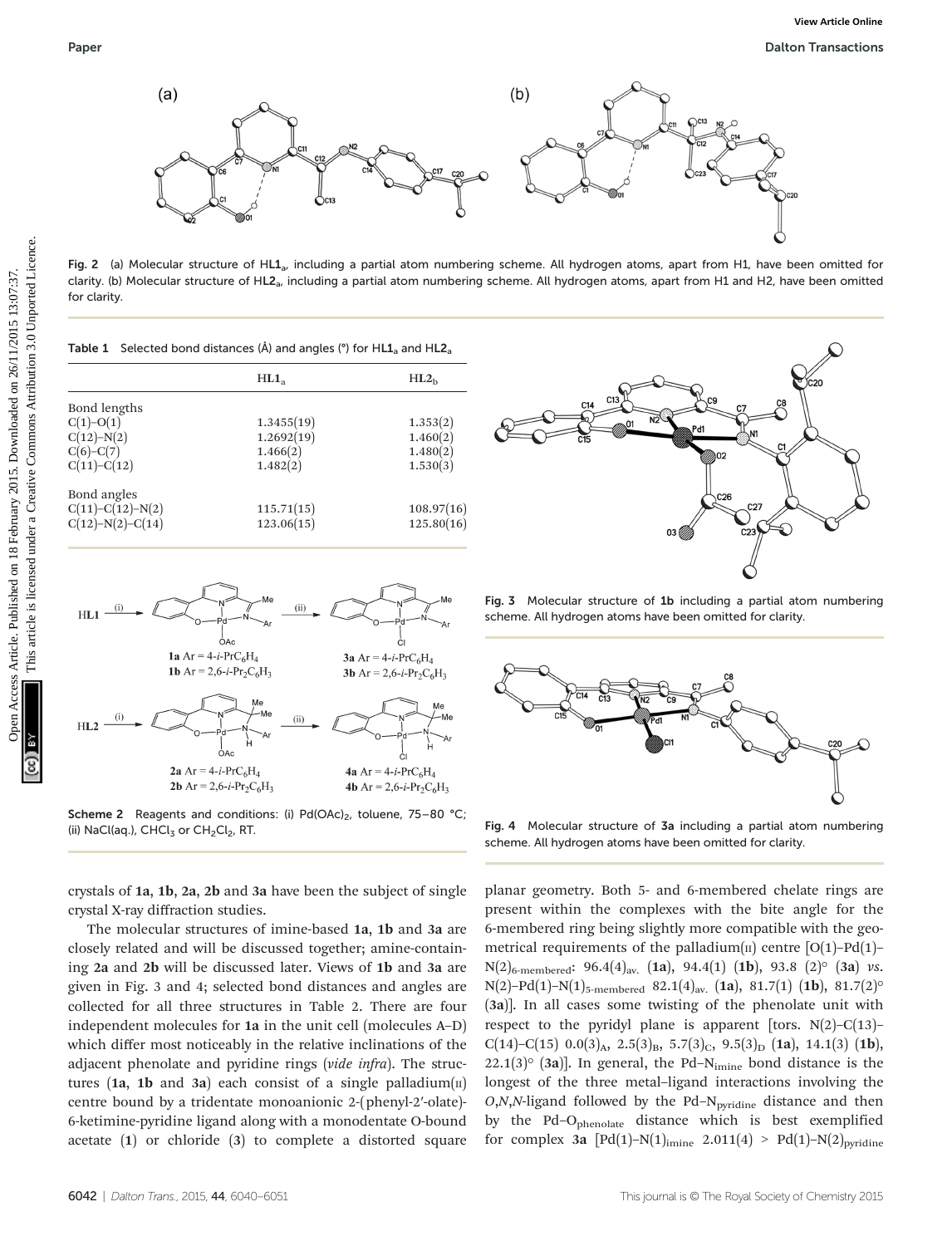Fig. 2 (a) Molecular structure of HL1$_a$, including a partial atom numbering scheme. All hydrogen atoms, apart from H1, have been omitted for clarity. (b) Molecular structure of HL2$_a$, including a partial atom numbering scheme. All hydrogen atoms, apart from H1 and H2, have been omitted for clarity.

Table 1 Selected bond distances (Å) and angles (°) for HL1$_a$ and HL2$_a$

| | HL1$_a$ | HL2$_b$ |
|---|---|---|
| Bond lengths | | |
| C(1)–O(1) | 1.3455(19) | 1.353(2) |
| C(12)–N(2) | 1.2692(19) | 1.460(2) |
| C(6)–C(7) | 1.466(2) | 1.480(2) |
| C(11)–C(12) | 1.482(2) | 1.530(3) |
| Bond angles | | |
| C(11)–C(12)–N(2) | 115.71(15) | 108.97(16) |
| C(12)–N(2)–C(14) | 123.06(15) | 125.80(16) |

Fig. 3 Molecular structure of **1b** including a partial atom numbering scheme. All hydrogen atoms have been omitted for clarity.

Fig. 4 Molecular structure of **3a** including a partial atom numbering scheme. All hydrogen atoms have been omitted for clarity.

**1a** Ar = 4-*i*-PrC$_6$H$_4$
**1b** Ar = 2,6-*i*-Pr$_2$C$_6$H$_3$
**3a** Ar = 4-*i*-PrC$_6$H$_4$
**3b** Ar = 2,6-*i*-Pr$_2$C$_6$H$_3$
**2a** Ar = 4-*i*-PrC$_6$H$_4$
**2b** Ar = 2,6-*i*-Pr$_2$C$_6$H$_3$
**4a** Ar = 4-*i*-PrC$_6$H$_4$
**4b** Ar = 2,6-*i*-Pr$_2$C$_6$H$_3$

Scheme 2 Reagents and conditions: (i) Pd(OAc)$_2$, toluene, 75–80 °C; (ii) NaCl(aq.), CHCl$_3$ or CH$_2$Cl$_2$, RT.

crystals of **1a**, **1b**, **2a**, **2b** and **3a** have been the subject of single crystal X-ray diffraction studies.

The molecular structures of imine-based **1a**, **1b** and **3a** are closely related and will be discussed together; amine-containing **2a** and **2b** will be discussed later. Views of **1b** and **3a** are given in Fig. 3 and 4; selected bond distances and angles are collected for all three structures in Table 2. There are four independent molecules for **1a** in the unit cell (molecules A–D) which differ most noticeably in the relative inclinations of the adjacent phenolate and pyridine rings (*vide infra*). The structures (**1a**, **1b** and **3a**) each consist of a single palladium(II) centre bound by a tridentate monoanionic 2-(phenyl-2′-olate)-6-ketimine-pyridine ligand along with a monodentate O-bound acetate (**1**) or chloride (**3**) to complete a distorted square planar geometry. Both 5- and 6-membered chelate rings are present within the complexes with the bite angle for the 6-membered ring being slightly more compatible with the geometrical requirements of the palladium(II) centre [O(1)–Pd(1)–N(2)$_{6\text{-membered}}$: 96.4(4)$_{av.}$ (**1a**), 94.4(1) (**1b**), 93.8 (2)° (**3a**) *vs.* N(2)–Pd(1)–N(1)$_{5\text{-membered}}$ 82.1(4)$_{av.}$ (**1a**), 81.7(1) (**1b**), 81.7(2)° (**3a**)]. In all cases some twisting of the phenolate unit with respect to the pyridyl plane is apparent [tors. N(2)–C(13)–C(14)–C(15) 0.0(3)$_A$, 2.5(3)$_B$, 5.7(3)$_C$, 9.5(3)$_D$ (**1a**), 14.1(3) (**1b**), 22.1(3)° (**3a**)]. In general, the Pd–N$_{imine}$ bond distance is the longest of the three metal–ligand interactions involving the *O*,*N*,*N*-ligand followed by the Pd–N$_{pyridine}$ distance and then by the Pd–O$_{phenolate}$ distance which is best exemplified for complex **3a** [Pd(1)–N(1)$_{imine}$ 2.011(4) > Pd(1)–N(2)$_{pyridine}$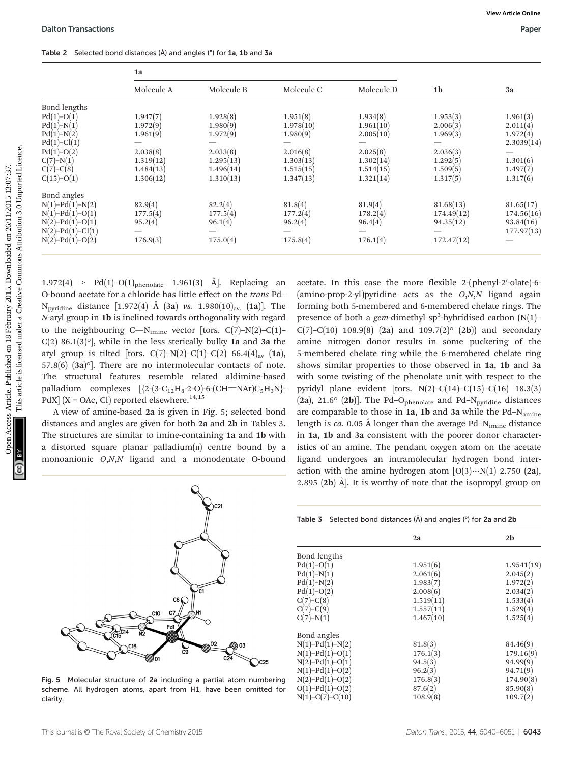Table 2 Selected bond distances (Å) and angles (°) for **1a**, **1b** and **3a**

| | **1a** | | | | **1b** | **3a** |
|---|---|---|---|---|---|---|
| | Molecule A | Molecule B | Molecule C | Molecule D | | |
| Bond lengths | | | | | | |
| Pd(1)–O(1) | 1.947(7) | 1.928(8) | 1.951(8) | 1.934(8) | 1.953(3) | 1.961(3) |
| Pd(1)–N(1) | 1.972(9) | 1.980(9) | 1.978(10) | 1.961(10) | 2.006(3) | 2.011(4) |
| Pd(1)–N(2) | 1.961(9) | 1.972(9) | 1.980(9) | 2.005(10) | 1.969(3) | 1.972(4) |
| Pd(1)–Cl(1) | — | — | — | — | — | 2.3039(14) |
| Pd(1)–O(2) | 2.038(8) | 2.033(8) | 2.016(8) | 2.025(8) | 2.036(3) | — |
| C(7)–N(1) | 1.319(12) | 1.295(13) | 1.303(13) | 1.302(14) | 1.292(5) | 1.301(6) |
| C(7)–C(8) | 1.484(13) | 1.496(14) | 1.515(15) | 1.514(15) | 1.509(5) | 1.497(7) |
| C(15)–O(1) | 1.306(12) | 1.310(13) | 1.347(13) | 1.321(14) | 1.317(5) | 1.317(6) |
| Bond angles | | | | | | |
| N(1)–Pd(1)–N(2) | 82.9(4) | 82.2(4) | 81.8(4) | 81.9(4) | 81.68(13) | 81.65(17) |
| N(1)–Pd(1)–O(1) | 177.5(4) | 177.5(4) | 177.2(4) | 178.2(4) | 174.49(12) | 174.56(16) |
| N(2)–Pd(1)–O(1) | 95.2(4) | 96.1(4) | 96.2(4) | 96.4(4) | 94.35(12) | 93.84(16) |
| N(2)–Pd(1)–Cl(1) | — | — | — | — | — | 177.97(13) |
| N(2)–Pd(1)–O(2) | 176.9(3) | 175.0(4) | 175.8(4) | 176.1(4) | 172.47(12) | — |

1.972(4) > Pd(1)–O(1)$_{phenolate}$ 1.961(3) Å]. Replacing an O-bound acetate for a chloride has little effect on the *trans* Pd–N$_{pyridine}$ distance [1.972(4) Å (**3a**) *vs.* 1.980(10)$_{av.}$ (**1a**)]. The *N*-aryl group in **1b** is inclined towards orthogonality with regard to the neighbouring C=N$_{imine}$ vector [tors. C(7)–N(2)–C(1)–C(2) 86.1(3)°], while in the less sterically bulky **1a** and **3a** the aryl group is tilted [tors. C(7)–N(2)–C(1)–C(2) 66.4(4)$_{av}$ (**1a**), 57.8(6) (**3a**)°]. There are no intermolecular contacts of note. The structural features resemble related aldimine-based palladium complexes [{2-(3-$C_{12}H_8$-2-O)-6-(CH=NAr)$C_5H_3$N}-PdX] (X = OAc, Cl) reported elsewhere.[14,15]

A view of amine-based **2a** is given in Fig. 5; selected bond distances and angles are given for both **2a** and **2b** in Tables 3. The structures are similar to imine-containing **1a** and **1b** with a distorted square planar palladium(II) centre bound by a monoanionic *O,N,N* ligand and a monodentate O-bound acetate. In this case the more flexible 2-(phenyl-2′-olate)-6-(amino-prop-2-yl)pyridine acts as the *O,N,N* ligand again forming both 5-membered and 6-membered chelate rings. The presence of both a *gem*-dimethyl sp$^3$-hybridised carbon (N(1)–C(7)–C(10) 108.9(8) (**2a**) and 109.7(2)° (**2b**)) and secondary amine nitrogen donor results in some puckering of the 5-membered chelate ring while the 6-membered chelate ring shows similar properties to those observed in **1a**, **1b** and **3a** with some twisting of the phenolate unit with respect to the pyridyl plane evident [tors. N(2)–C(14)–C(15)–C(16) 18.3(3) (**2a**), 21.6° (**2b**)]. The Pd–O$_{phenolate}$ and Pd–N$_{pyridine}$ distances are comparable to those in **1a**, **1b** and **3a** while the Pd–N$_{amine}$ length is *ca.* 0.05 Å longer than the average Pd–N$_{imine}$ distance in **1a**, **1b** and **3a** consistent with the poorer donor characteristics of an amine. The pendant oxygen atom on the acetate ligand undergoes an intramolecular hydrogen bond interaction with the amine hydrogen atom [O(3)···N(1) 2.750 (**2a**), 2.895 (**2b**) Å]. It is worthy of note that the isopropyl group on

Fig. 5 Molecular structure of **2a** including a partial atom numbering scheme. All hydrogen atoms, apart from H1, have been omitted for clarity.

Table 3 Selected bond distances (Å) and angles (°) for **2a** and **2b**

| | **2a** | **2b** |
|---|---|---|
| Bond lengths | | |
| Pd(1)–O(1) | 1.951(6) | 1.9541(19) |
| Pd(1)–N(1) | 2.061(6) | 2.045(2) |
| Pd(1)–N(2) | 1.983(7) | 1.972(2) |
| Pd(1)–O(2) | 2.008(6) | 2.034(2) |
| C(7)–C(8) | 1.519(11) | 1.533(4) |
| C(7)–C(9) | 1.557(11) | 1.529(4) |
| C(7)–N(1) | 1.467(10) | 1.525(4) |
| Bond angles | | |
| N(1)–Pd(1)–N(2) | 81.8(3) | 84.46(9) |
| N(1)–Pd(1)–O(1) | 176.1(3) | 179.16(9) |
| N(2)–Pd(1)–O(1) | 94.5(3) | 94.99(9) |
| N(1)–Pd(1)–O(2) | 96.2(3) | 94.71(9) |
| N(2)–Pd(1)–O(2) | 176.8(3) | 174.90(8) |
| O(1)–Pd(1)–O(2) | 87.6(2) | 85.90(8) |
| N(1)–C(7)–C(10) | 108.9(8) | 109.7(2) |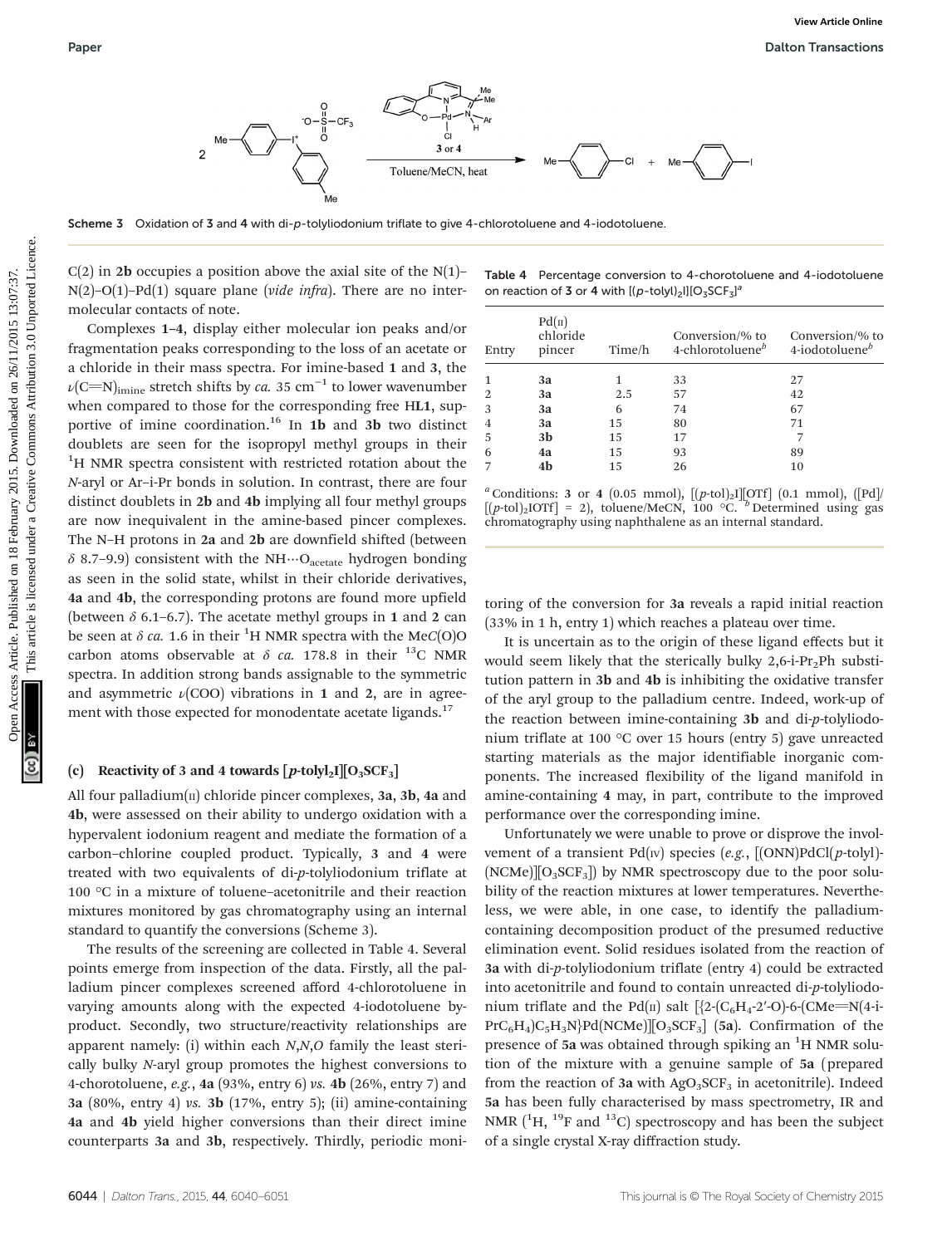Scheme 3 Oxidation of 3 and 4 with di-p-tolyliodonium triflate to give 4-chlorotoluene and 4-iodotoluene.

C(2) in **2b** occupies a position above the axial site of the N(1)–N(2)–O(1)–Pd(1) square plane (*vide infra*). There are no intermolecular contacts of note.

Complexes **1–4**, display either molecular ion peaks and/or fragmentation peaks corresponding to the loss of an acetate or a chloride in their mass spectra. For imine-based **1** and **3**, the $\nu(C{=}N)_{imine}$ stretch shifts by *ca.* 35 $cm^{-1}$ to lower wavenumber when compared to those for the corresponding free HL1, supportive of imine coordination.[16] In **1b** and **3b** two distinct doublets are seen for the isopropyl methyl groups in their $^1H$ NMR spectra consistent with restricted rotation about the *N*-aryl or Ar–i-Pr bonds in solution. In contrast, there are four distinct doublets in **2b** and **4b** implying all four methyl groups are now inequivalent in the amine-based pincer complexes. The N–H protons in **2a** and **2b** are downfield shifted (between $\delta$ 8.7–9.9) consistent with the $NH{\cdots}O_{acetate}$ hydrogen bonding as seen in the solid state, whilst in their chloride derivatives, **4a** and **4b**, the corresponding protons are found more upfield (between $\delta$ 6.1–6.7). The acetate methyl groups in **1** and **2** can be seen at $\delta$ *ca.* 1.6 in their $^1H$ NMR spectra with the Me*C*(O)O carbon atoms observable at $\delta$ *ca.* 178.8 in their $^{13}C$ NMR spectra. In addition strong bands assignable to the symmetric and asymmetric $\nu$(COO) vibrations in **1** and **2**, are in agreement with those expected for monodentate acetate ligands.[17]

### (c) Reactivity of 3 and 4 towards $[p\text{-tolyl}_2I][O_3SCF_3]$

All four palladium(II) chloride pincer complexes, **3a**, **3b**, **4a** and **4b**, were assessed on their ability to undergo oxidation with a hypervalent iodonium reagent and mediate the formation of a carbon–chlorine coupled product. Typically, **3** and **4** were treated with two equivalents of di-*p*-tolyliodonium triflate at 100 °C in a mixture of toluene–acetonitrile and their reaction mixtures monitored by gas chromatography using an internal standard to quantify the conversions (Scheme 3).

The results of the screening are collected in Table 4. Several points emerge from inspection of the data. Firstly, all the palladium pincer complexes screened afford 4-chlorotoluene in varying amounts along with the expected 4-iodotoluene by-product. Secondly, two structure/reactivity relationships are apparent namely: (i) within each *N,N,O* family the least sterically bulky *N*-aryl group promotes the highest conversions to 4-chorotoluene, *e.g.*, **4a** (93%, entry 6) *vs.* **4b** (26%, entry 7) and **3a** (80%, entry 4) *vs.* **3b** (17%, entry 5); (ii) amine-containing **4a** and **4b** yield higher conversions than their direct imine counterparts **3a** and **3b**, respectively. Thirdly, periodic monitoring of the conversion for **3a** reveals a rapid initial reaction (33% in 1 h, entry 1) which reaches a plateau over time.

Table 4 Percentage conversion to 4-chorotoluene and 4-iodotoluene on reaction of 3 or 4 with $[(p\text{-tolyl})_2I][O_3SCF_3]$[a]

| Entry | Pd(II) chloride pincer | Time/h | Conversion/% to 4-chlorotoluene[b] | Conversion/% to 4-iodotoluene[b] |
|---|---|---|---|---|
| 1 | **3a** | 1 | 33 | 27 |
| 2 | **3a** | 2.5 | 57 | 42 |
| 3 | **3a** | 6 | 74 | 67 |
| 4 | **3a** | 15 | 80 | 71 |
| 5 | **3b** | 15 | 17 | 7 |
| 6 | **4a** | 15 | 93 | 89 |
| 7 | **4b** | 15 | 26 | 10 |

[a] Conditions: **3** or **4** (0.05 mmol), $[(p\text{-tol})_2I][OTf]$ (0.1 mmol), ([Pd]/$[(p\text{-tol})_2IOTf]$ = 2), toluene/MeCN, 100 °C. [b] Determined using gas chromatography using naphthalene as an internal standard.

It is uncertain as to the origin of these ligand effects but it would seem likely that the sterically bulky 2,6-i-$Pr_2$Ph substitution pattern in **3b** and **4b** is inhibiting the oxidative transfer of the aryl group to the palladium centre. Indeed, work-up of the reaction between imine-containing **3b** and di-*p*-tolyliodonium triflate at 100 °C over 15 hours (entry 5) gave unreacted starting materials as the major identifiable inorganic components. The increased flexibility of the ligand manifold in amine-containing **4** may, in part, contribute to the improved performance over the corresponding imine.

Unfortunately we were unable to prove or disprove the involvement of a transient Pd(IV) species (*e.g.*, $[(ONN)PdCl(p\text{-tolyl})(NCMe)][O_3SCF_3]$) by NMR spectroscopy due to the poor solubility of the reaction mixtures at lower temperatures. Nevertheless, we were able, in one case, to identify the palladium-containing decomposition product of the presumed reductive elimination event. Solid residues isolated from the reaction of **3a** with di-*p*-tolyliodonium triflate (entry 4) could be extracted into acetonitrile and found to contain unreacted di-*p*-tolyliodonium triflate and the Pd(II) salt $[\{2\text{-}(C_6H_4\text{-}2'\text{-}O)\text{-}6\text{-}(CMe{=}N(4\text{-}i\text{-}PrC_6H_4)C_5H_3N\}Pd(NCMe)][O_3SCF_3]$ (**5a**). Confirmation of the presence of **5a** was obtained through spiking an $^1H$ NMR solution of the mixture with a genuine sample of **5a** (prepared from the reaction of **3a** with $AgO_3SCF_3$ in acetonitrile). Indeed **5a** has been fully characterised by mass spectrometry, IR and NMR ($^1H$, $^{19}F$ and $^{13}C$) spectroscopy and has been the subject of a single crystal X-ray diffraction study.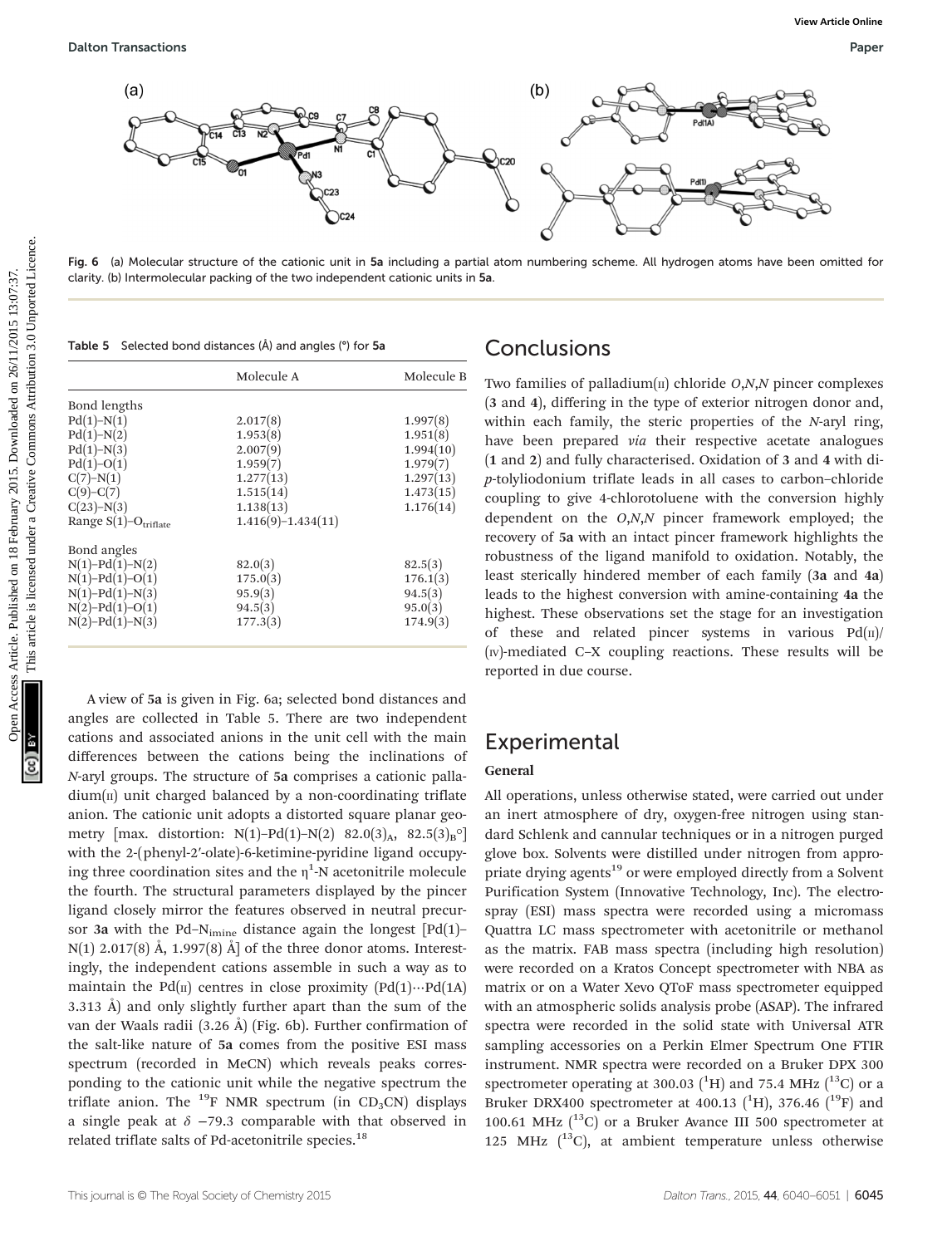Fig. 6 (a) Molecular structure of the cationic unit in **5a** including a partial atom numbering scheme. All hydrogen atoms have been omitted for clarity. (b) Intermolecular packing of the two independent cationic units in **5a**.

**Table 5** Selected bond distances (Å) and angles (°) for **5a**

| | Molecule A | Molecule B |
|---|---|---|
| Bond lengths | | |
| Pd(1)–N(1) | 2.017(8) | 1.997(8) |
| Pd(1)–N(2) | 1.953(8) | 1.951(8) |
| Pd(1)–N(3) | 2.007(9) | 1.994(10) |
| Pd(1)–O(1) | 1.959(7) | 1.979(7) |
| C(7)–N(1) | 1.277(13) | 1.297(13) |
| C(9)–C(7) | 1.515(14) | 1.473(15) |
| C(23)–N(3) | 1.138(13) | 1.176(14) |
| Range S(1)–$O_{triflate}$ | 1.416(9)–1.434(11) | |
| Bond angles | | |
| N(1)–Pd(1)–N(2) | 82.0(3) | 82.5(3) |
| N(1)–Pd(1)–O(1) | 175.0(3) | 176.1(3) |
| N(1)–Pd(1)–N(3) | 95.9(3) | 94.5(3) |
| N(2)–Pd(1)–O(1) | 94.5(3) | 95.0(3) |
| N(2)–Pd(1)–N(3) | 177.3(3) | 174.9(3) |

A view of **5a** is given in Fig. 6a; selected bond distances and angles are collected in Table 5. There are two independent cations and associated anions in the unit cell with the main differences between the cations being the inclinations of *N*-aryl groups. The structure of **5a** comprises a cationic palladium(II) unit charged balanced by a non-coordinating triflate anion. The cationic unit adopts a distorted square planar geometry [max. distortion: N(1)–Pd(1)–N(2) $82.0(3)_A$, $82.5(3)_B$°] with the 2-(phenyl-2′-olate)-6-ketimine-pyridine ligand occupying three coordination sites and the $\eta^1$-N acetonitrile molecule the fourth. The structural parameters displayed by the pincer ligand closely mirror the features observed in neutral precursor **3a** with the Pd–$N_{imine}$ distance again the longest [Pd(1)–N(1) 2.017(8) Å, 1.997(8) Å] of the three donor atoms. Interestingly, the independent cations assemble in such a way as to maintain the Pd(II) centres in close proximity (Pd(1)⋯Pd(1A) 3.313 Å) and only slightly further apart than the sum of the van der Waals radii (3.26 Å) (Fig. 6b). Further confirmation of the salt-like nature of **5a** comes from the positive ESI mass spectrum (recorded in MeCN) which reveals peaks corresponding to the cationic unit while the negative spectrum the triflate anion. The $^{19}$F NMR spectrum (in $CD_3CN$) displays a single peak at $\delta$ −79.3 comparable with that observed in related triflate salts of Pd-acetonitrile species.[18]

## Conclusions

Two families of palladium(II) chloride *O,N,N* pincer complexes (**3** and **4**), differing in the type of exterior nitrogen donor and, within each family, the steric properties of the *N*-aryl ring, have been prepared *via* their respective acetate analogues (**1** and **2**) and fully characterised. Oxidation of **3** and **4** with di-*p*-tolyliodonium triflate leads in all cases to carbon–chloride coupling to give 4-chlorotoluene with the conversion highly dependent on the *O,N,N* pincer framework employed; the recovery of **5a** with an intact pincer framework highlights the robustness of the ligand manifold to oxidation. Notably, the least sterically hindered member of each family (**3a** and **4a**) leads to the highest conversion with amine-containing **4a** the highest. These observations set the stage for an investigation of these and related pincer systems in various Pd(II)/(IV)-mediated C–X coupling reactions. These results will be reported in due course.

## Experimental

### General

All operations, unless otherwise stated, were carried out under an inert atmosphere of dry, oxygen-free nitrogen using standard Schlenk and cannular techniques or in a nitrogen purged glove box. Solvents were distilled under nitrogen from appropriate drying agents[19] or were employed directly from a Solvent Purification System (Innovative Technology, Inc). The electrospray (ESI) mass spectra were recorded using a micromass Quattra LC mass spectrometer with acetonitrile or methanol as the matrix. FAB mass spectra (including high resolution) were recorded on a Kratos Concept spectrometer with NBA as matrix or on a Water Xevo QToF mass spectrometer equipped with an atmospheric solids analysis probe (ASAP). The infrared spectra were recorded in the solid state with Universal ATR sampling accessories on a Perkin Elmer Spectrum One FTIR instrument. NMR spectra were recorded on a Bruker DPX 300 spectrometer operating at 300.03 ($^1$H) and 75.4 MHz ($^{13}$C) or a Bruker DRX400 spectrometer at 400.13 ($^1$H), 376.46 ($^{19}$F) and 100.61 MHz ($^{13}$C) or a Bruker Avance III 500 spectrometer at 125 MHz ($^{13}$C), at ambient temperature unless otherwise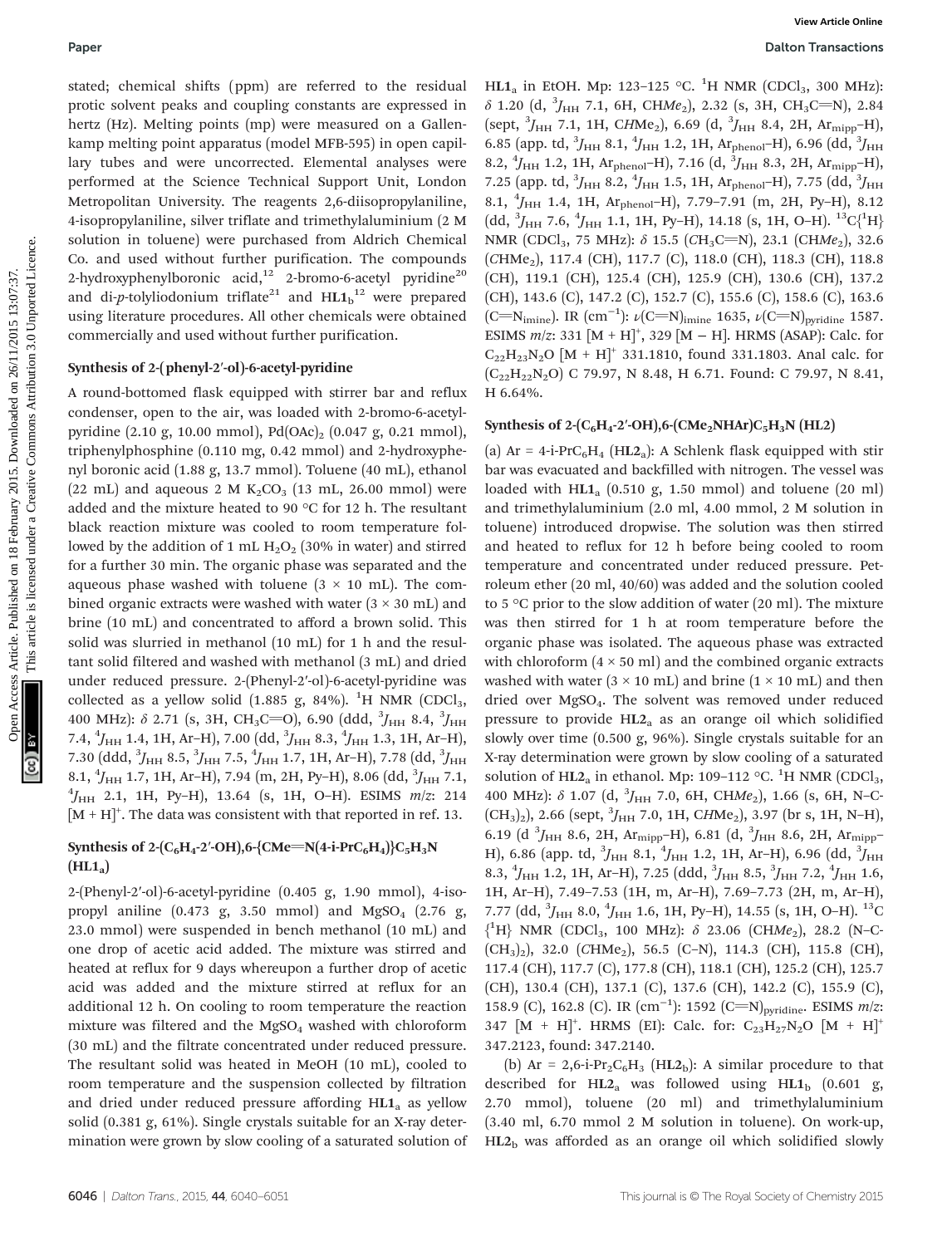stated; chemical shifts (ppm) are referred to the residual protic solvent peaks and coupling constants are expressed in hertz (Hz). Melting points (mp) were measured on a Gallenkamp melting point apparatus (model MFB-595) in open capillary tubes and were uncorrected. Elemental analyses were performed at the Science Technical Support Unit, London Metropolitan University. The reagents 2,6-diisopropylaniline, 4-isopropylaniline, silver triflate and trimethylaluminium (2 M solution in toluene) were purchased from Aldrich Chemical Co. and used without further purification. The compounds 2-hydroxyphenylboronic acid,[12] 2-bromo-6-acetyl pyridine[20] and di-p-tolyliodonium triflate[21] and $HL1_b$[12] were prepared using literature procedures. All other chemicals were obtained commercially and used without further purification.

### Synthesis of 2-(phenyl-2′-ol)-6-acetyl-pyridine

A round-bottomed flask equipped with stirrer bar and reflux condenser, open to the air, was loaded with 2-bromo-6-acetylpyridine (2.10 g, 10.00 mmol), $Pd(OAc)_2$ (0.047 g, 0.21 mmol), triphenylphosphine (0.110 mg, 0.42 mmol) and 2-hydroxyphenyl boronic acid (1.88 g, 13.7 mmol). Toluene (40 mL), ethanol (22 mL) and aqueous 2 M $K_2CO_3$ (13 mL, 26.00 mmol) were added and the mixture heated to 90 °C for 12 h. The resultant black reaction mixture was cooled to room temperature followed by the addition of 1 mL $H_2O_2$ (30% in water) and stirred for a further 30 min. The organic phase was separated and the aqueous phase washed with toluene (3 × 10 mL). The combined organic extracts were washed with water (3 × 30 mL) and brine (10 mL) and concentrated to afford a brown solid. This solid was slurried in methanol (10 mL) for 1 h and the resultant solid filtered and washed with methanol (3 mL) and dried under reduced pressure. 2-(Phenyl-2′-ol)-6-acetyl-pyridine was collected as a yellow solid (1.885 g, 84%). $^1H$ NMR ($CDCl_3$, 400 MHz): δ 2.71 (s, 3H, $CH_3C{=}O$), 6.90 (ddd, $^3J_{HH}$ 8.4, $^3J_{HH}$ 7.4, $^4J_{HH}$ 1.4, 1H, Ar–H), 7.00 (dd, $^3J_{HH}$ 8.3, $^4J_{HH}$ 1.3, 1H, Ar–H), 7.30 (ddd, $^3J_{HH}$ 8.5, $^3J_{HH}$ 7.5, $^4J_{HH}$ 1.7, 1H, Ar–H), 7.78 (dd, $^3J_{HH}$ 8.1, $^4J_{HH}$ 1.7, 1H, Ar–H), 7.94 (m, 2H, Py–H), 8.06 (dd, $^3J_{HH}$ 7.1, $^4J_{HH}$ 2.1, 1H, Py–H), 13.64 (s, 1H, O–H). ESIMS m/z: 214 $[M + H]^+$. The data was consistent with that reported in ref. 13.

### Synthesis of 2-($C_6H_4$-2′-OH),6-{CMe=N(4-i-$PrC_6H_4$)}$C_5H_3N$ ($HL1_a$)

2-(Phenyl-2′-ol)-6-acetyl-pyridine (0.405 g, 1.90 mmol), 4-isopropyl aniline (0.473 g, 3.50 mmol) and $MgSO_4$ (2.76 g, 23.0 mmol) were suspended in bench methanol (10 mL) and one drop of acetic acid added. The mixture was stirred and heated at reflux for 9 days whereupon a further drop of acetic acid was added and the mixture stirred at reflux for an additional 12 h. On cooling to room temperature the reaction mixture was filtered and the $MgSO_4$ washed with chloroform (30 mL) and the filtrate concentrated under reduced pressure. The resultant solid was heated in MeOH (10 mL), cooled to room temperature and the suspension collected by filtration and dried under reduced pressure affording $HL1_a$ as yellow solid (0.381 g, 61%). Single crystals suitable for an X-ray determination were grown by slow cooling of a saturated solution of $HL1_a$ in EtOH. Mp: 123–125 °C. $^1H$ NMR ($CDCl_3$, 300 MHz): δ 1.20 (d, $^3J_{HH}$ 7.1, 6H, $CHMe_2$), 2.32 (s, 3H, $CH_3C{=}N$), 2.84 (sept, $^3J_{HH}$ 7.1, 1H, $CHMe_2$), 6.69 (d, $^3J_{HH}$ 8.4, 2H, $Ar_{mipp}$–H), 6.85 (app. td, $^3J_{HH}$ 8.1, $^4J_{HH}$ 1.2, 1H, $Ar_{phenol}$–H), 6.96 (dd, $^3J_{HH}$ 8.2, $^4J_{HH}$ 1.2, 1H, $Ar_{phenol}$–H), 7.16 (d, $^3J_{HH}$ 8.3, 2H, $Ar_{mipp}$–H), 7.25 (app. td, $^3J_{HH}$ 8.2, $^4J_{HH}$ 1.5, 1H, $Ar_{phenol}$–H), 7.75 (dd, $^3J_{HH}$ 8.1, $^4J_{HH}$ 1.4, 1H, $Ar_{phenol}$–H), 7.79–7.91 (m, 2H, Py–H), 8.12 (dd, $^3J_{HH}$ 7.6, $^4J_{HH}$ 1.1, 1H, Py–H), 14.18 (s, 1H, O–H). $^{13}C\{^1H\}$ NMR ($CDCl_3$, 75 MHz): δ 15.5 ($CH_3C{=}N$), 23.1 ($CHMe_2$), 32.6 ($CHMe_2$), 117.4 (CH), 117.7 (C), 118.0 (CH), 118.3 (CH), 118.8 (CH), 119.1 (CH), 125.4 (CH), 125.9 (CH), 130.6 (CH), 137.2 (CH), 143.6 (C), 147.2 (C), 152.7 (C), 155.6 (C), 158.6 (C), 163.6 ($C{=}N_{imine}$). IR ($cm^{-1}$): $\nu(C{=}N)_{imine}$ 1635, $\nu(C{=}N)_{pyridine}$ 1587. ESIMS m/z: 331 $[M + H]^+$, 329 $[M - H]$. HRMS (ASAP): Calc. for $C_{22}H_{23}N_2O$ $[M + H]^+$ 331.1810, found 331.1803. Anal calc. for ($C_{22}H_{22}N_2O$) C 79.97, N 8.48, H 6.71. Found: C 79.97, N 8.41, H 6.64%.

### Synthesis of 2-($C_6H_4$-2′-OH),6-($CMe_2NHAr$)$C_5H_3N$ (HL2)

(a) Ar = 4-i-$PrC_6H_4$ ($HL2_a$): A Schlenk flask equipped with stir bar was evacuated and backfilled with nitrogen. The vessel was loaded with $HL1_a$ (0.510 g, 1.50 mmol) and toluene (20 ml) and trimethylaluminium (2.0 ml, 4.00 mmol, 2 M solution in toluene) introduced dropwise. The solution was then stirred and heated to reflux for 12 h before being cooled to room temperature and concentrated under reduced pressure. Petroleum ether (20 ml, 40/60) was added and the solution cooled to 5 °C prior to the slow addition of water (20 ml). The mixture was then stirred for 1 h at room temperature before the organic phase was isolated. The aqueous phase was extracted with chloroform (4 × 50 ml) and the combined organic extracts washed with water (3 × 10 ml) and brine (1 × 10 mL) and then dried over $MgSO_4$. The solvent was removed under reduced pressure to provide $HL2_a$ as an orange oil which solidified slowly over time (0.500 g, 96%). Single crystals suitable for an X-ray determination were grown by slow cooling of a saturated solution of $HL2_a$ in ethanol. Mp: 109–112 °C. $^1H$ NMR ($CDCl_3$, 400 MHz): δ 1.07 (d, $^3J_{HH}$ 7.0, 6H, $CHMe_2$), 1.66 (s, 6H, N–C-$(CH_3)_2$), 2.66 (sept, $^3J_{HH}$ 7.0, 1H, $CHMe_2$), 3.97 (br s, 1H, N–H), 6.19 (d $^3J_{HH}$ 8.6, 2H, $Ar_{mipp}$–H), 6.81 (d, $^3J_{HH}$ 8.6, 2H, $Ar_{mipp}$–H), 6.86 (app. td, $^3J_{HH}$ 8.1, $^4J_{HH}$ 1.2, 1H, Ar–H), 6.96 (dd, $^3J_{HH}$ 8.3, $^4J_{HH}$ 1.2, 1H, Ar–H), 7.25 (ddd, $^3J_{HH}$ 8.5, $^3J_{HH}$ 7.2, $^4J_{HH}$ 1.6, 1H, Ar–H), 7.49–7.53 (1H, m, Ar–H), 7.69–7.73 (2H, m, Ar–H), 7.77 (dd, $^3J_{HH}$ 8.0, $^4J_{HH}$ 1.6, 1H, Py–H), 14.55 (s, 1H, O–H). $^{13}C\{^1H\}$ NMR ($CDCl_3$, 100 MHz): δ 23.06 ($CHMe_2$), 28.2 (N–C-$(CH_3)_2$), 32.0 ($CHMe_2$), 56.5 (C–N), 114.3 (CH), 115.8 (CH), 117.4 (CH), 117.7 (C), 177.8 (CH), 118.1 (CH), 125.2 (CH), 125.7 (CH), 130.4 (CH), 137.1 (C), 137.6 (CH), 142.2 (C), 155.9 (C), 158.9 (C), 162.8 (C). IR ($cm^{-1}$): 1592 $(C{=}N)_{pyridine}$. ESIMS m/z: 347 $[M + H]^+$. HRMS (EI): Calc. for: $C_{23}H_{27}N_2O$ $[M + H]^+$ 347.2123, found: 347.2140.

(b) Ar = 2,6-i-$Pr_2C_6H_3$ ($HL2_b$): A similar procedure to that described for $HL2_a$ was followed using $HL1_b$ (0.601 g, 2.70 mmol), toluene (20 ml) and trimethylaluminium (3.40 ml, 6.70 mmol 2 M solution in toluene). On work-up, $HL2_b$ was afforded as an orange oil which solidified slowly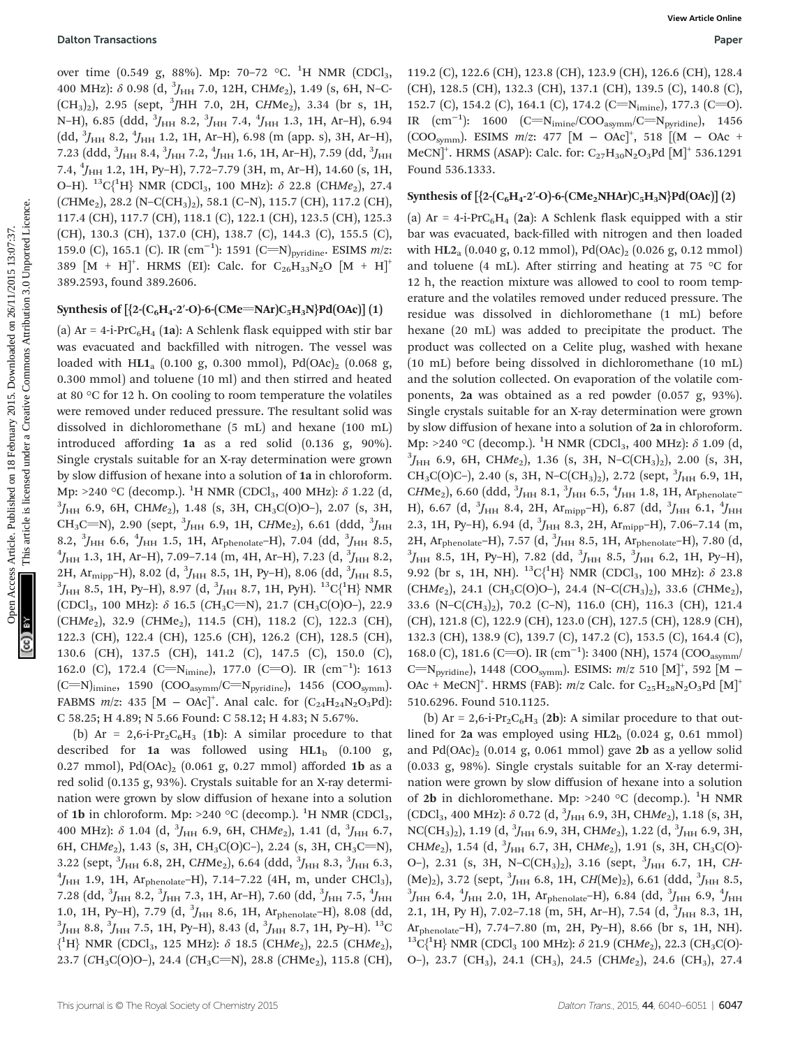over time (0.549 g, 88%). Mp: 70–72 °C. $^1$H NMR (CDCl$_3$, 400 MHz): δ 0.98 (d, $^3J_{HH}$ 7.0, 12H, CH*Me*$_2$), 1.49 (s, 6H, N–C-(CH$_3$)$_2$), 2.95 (sept, $^3J$HH 7.0, 2H, C*H*Me$_2$), 3.34 (br s, 1H, N–H), 6.85 (ddd, $^3J_{HH}$ 8.2, $^3J_{HH}$ 7.4, $^4J_{HH}$ 1.3, 1H, Ar–H), 6.94 (dd, $^3J_{HH}$ 8.2, $^4J_{HH}$ 1.2, 1H, Ar–H), 6.98 (m (app. s), 3H, Ar–H), 7.23 (ddd, $^3J_{HH}$ 8.4, $^3J_{HH}$ 7.2, $^4J_{HH}$ 1.6, 1H, Ar–H), 7.59 (dd, $^3J_{HH}$ 7.4, $^4J_{HH}$ 1.2, 1H, Py–H), 7.72–7.79 (3H, m, Ar–H), 14.60 (s, 1H, O–H). $^{13}$C{$^1$H} NMR (CDCl$_3$, 100 MHz): δ 22.8 (CH*Me*$_2$), 27.4 (*C*HMe$_2$), 28.2 (N–C(CH$_3$)$_2$), 58.1 (C–N), 115.7 (CH), 117.2 (CH), 117.4 (CH), 117.7 (CH), 118.1 (C), 122.1 (CH), 123.5 (CH), 125.3 (CH), 130.3 (CH), 137.0 (CH), 138.7 (C), 144.3 (C), 155.5 (C), 159.0 (C), 165.1 (C). IR (cm$^{-1}$): 1591 (C=N)$_{pyridine}$. ESIMS *m*/*z*: 389 [M + H]$^+$. HRMS (EI): Calc. for $C_{26}H_{33}N_2O$ [M + H]$^+$ 389.2593, found 389.2606.

### Synthesis of [{2-(C$_6$H$_4$-2′-O)-6-(CMe=NAr)C$_5$H$_3$N}Pd(OAc)] (1)

(a) Ar = 4-i-PrC$_6$H$_4$ (**1a**): A Schlenk flask equipped with stir bar was evacuated and backfilled with nitrogen. The vessel was loaded with HL1$_a$ (0.100 g, 0.300 mmol), Pd(OAc)$_2$ (0.068 g, 0.300 mmol) and toluene (10 ml) and then stirred and heated at 80 °C for 12 h. On cooling to room temperature the volatiles were removed under reduced pressure. The resultant solid was dissolved in dichloromethane (5 mL) and hexane (100 mL) introduced affording **1a** as a red solid (0.136 g, 90%). Single crystals suitable for an X-ray determination were grown by slow diffusion of hexane into a solution of **1a** in chloroform. Mp: >240 °C (decomp.). $^1$H NMR (CDCl$_3$, 400 MHz): δ 1.22 (d, $^3J_{HH}$ 6.9, 6H, CH*Me*$_2$), 1.48 (s, 3H, CH$_3$C(O)O–), 2.07 (s, 3H, CH$_3$C=N), 2.90 (sept, $^3J_{HH}$ 6.9, 1H, C*H*Me$_2$), 6.61 (ddd, $^3J_{HH}$ 8.2, $^3J_{HH}$ 6.6, $^4J_{HH}$ 1.5, 1H, Ar$_{phenolate}$–H), 7.04 (dd, $^3J_{HH}$ 8.5, $^4J_{HH}$ 1.3, 1H, Ar–H), 7.09–7.14 (m, 4H, Ar–H), 7.23 (d, $^3J_{HH}$ 8.2, 2H, Ar$_{mipp}$–H), 8.02 (d, $^3J_{HH}$ 8.5, 1H, Py–H), 8.06 (dd, $^3J_{HH}$ 8.5, $^3J_{HH}$ 8.5, 1H, Py–H), 8.97 (d, $^3J_{HH}$ 8.7, 1H, PyH). $^{13}$C{$^1$H} NMR (CDCl$_3$, 100 MHz): δ 16.5 (*C*H$_3$C=N), 21.7 (*C*H$_3$C(O)O–), 22.9 (CH*Me*$_2$), 32.9 (*C*HMe$_2$), 114.5 (CH), 118.2 (C), 122.3 (CH), 122.3 (CH), 122.4 (CH), 125.6 (CH), 126.2 (CH), 128.5 (CH), 130.6 (CH), 137.5 (CH), 141.2 (C), 147.5 (C), 150.0 (C), 162.0 (C), 172.4 (C=N$_{imine}$), 177.0 (C=O). IR (cm$^{-1}$): 1613 (C=N)$_{imine}$, 1590 (COO$_{asymm}$/C=N$_{pyridine}$), 1456 (COO$_{symm}$). FABMS *m*/*z*: 435 [M − OAc]$^+$. Anal calc. for ($C_{24}H_{24}N_2O_3Pd$): C 58.25; H 4.89; N 5.66 Found: C 58.12; H 4.83; N 5.67%.

(b) Ar = 2,6-i-Pr$_2$C$_6$H$_3$ (**1b**): A similar procedure to that described for **1a** was followed using HL1$_b$ (0.100 g, 0.27 mmol), Pd(OAc)$_2$ (0.061 g, 0.27 mmol) afforded **1b** as a red solid (0.135 g, 93%). Crystals suitable for an X-ray determination were grown by slow diffusion of hexane into a solution of **1b** in chloroform. Mp: >240 °C (decomp.). $^1$H NMR (CDCl$_3$, 400 MHz): δ 1.04 (d, $^3J_{HH}$ 6.9, 6H, CH*Me*$_2$), 1.41 (d, $^3J_{HH}$ 6.7, 6H, CH*Me*$_2$), 1.43 (s, 3H, CH$_3$C(O)C–), 2.24 (s, 3H, CH$_3$C=N), 3.22 (sept, $^3J_{HH}$ 6.8, 2H, C*H*Me$_2$), 6.64 (ddd, $^3J_{HH}$ 8.3, $^3J_{HH}$ 6.3, $^4J_{HH}$ 1.9, 1H, Ar$_{phenolate}$–H), 7.14–7.22 (4H, m, under CHCl$_3$), 7.28 (dd, $^3J_{HH}$ 8.2, $^3J_{HH}$ 7.3, 1H, Ar–H), 7.60 (dd, $^3J_{HH}$ 7.5, $^4J_{HH}$ 1.0, 1H, Py–H), 7.79 (d, $^3J_{HH}$ 8.6, 1H, Ar$_{phenolate}$–H), 8.08 (dd, $^3J_{HH}$ 8.8, $^3J_{HH}$ 7.5, 1H, Py–H), 8.43 (d, $^3J_{HH}$ 8.7, 1H, Py–H). $^{13}$C{$^1$H} NMR (CDCl$_3$, 125 MHz): δ 18.5 (CH*Me*$_2$), 22.5 (CH*Me*$_2$), 23.7 (*C*H$_3$C(O)O–), 24.4 (*C*H$_3$C=N), 28.8 (*C*HMe$_2$), 115.8 (CH), 119.2 (C), 122.6 (CH), 123.8 (CH), 123.9 (CH), 126.6 (CH), 128.4 (CH), 128.5 (CH), 132.3 (CH), 137.1 (CH), 139.5 (C), 140.8 (C), 152.7 (C), 154.2 (C), 164.1 (C), 174.2 (C=N$_{imine}$), 177.3 (C=O). IR (cm$^{-1}$): 1600 (C=N$_{imine}$/COO$_{asymm}$/C=N$_{pyridine}$), 1456 (COO$_{symm}$). ESIMS *m*/*z*: 477 [M − OAc]$^+$, 518 [(M − OAc + MeCN]$^+$. HRMS (ASAP): Calc. for: $C_{27}H_{30}N_2O_3Pd$ [M]$^+$ 536.1291 Found 536.1333.

### Synthesis of [{2-(C$_6$H$_4$-2′-O)-6-(CMe$_2$NHAr)C$_5$H$_3$N}Pd(OAc)] (2)

(a) Ar = 4-i-PrC$_6$H$_4$ (**2a**): A Schlenk flask equipped with a stir bar was evacuated, back-filled with nitrogen and then loaded with HL2$_a$ (0.040 g, 0.12 mmol), Pd(OAc)$_2$ (0.026 g, 0.12 mmol) and toluene (4 mL). After stirring and heating at 75 °C for 12 h, the reaction mixture was allowed to cool to room temperature and the volatiles removed under reduced pressure. The residue was dissolved in dichloromethane (1 mL) before hexane (20 mL) was added to precipitate the product. The product was collected on a Celite plug, washed with hexane (10 mL) before being dissolved in dichloromethane (10 mL) and the solution collected. On evaporation of the volatile components, **2a** was obtained as a red powder (0.057 g, 93%). Single crystals suitable for an X-ray determination were grown by slow diffusion of hexane into a solution of **2a** in chloroform. Mp: >240 °C (decomp.). $^1$H NMR (CDCl$_3$, 400 MHz): δ 1.09 (d, $^3J_{HH}$ 6.9, 6H, CH*Me*$_2$), 1.36 (s, 3H, N–C(CH$_3$)$_2$), 2.00 (s, 3H, CH$_3$C(O)C–), 2.40 (s, 3H, N–C(CH$_3$)$_2$), 2.72 (sept, $^3J_{HH}$ 6.9, 1H, C*H*Me$_2$), 6.60 (ddd, $^3J_{HH}$ 8.1, $^3J_{HH}$ 6.5, $^4J_{HH}$ 1.8, 1H, Ar$_{phenolate}$–H), 6.67 (d, $^3J_{HH}$ 8.4, 2H, Ar$_{mipp}$–H), 6.87 (dd, $^3J_{HH}$ 6.1, $^4J_{HH}$ 2.3, 1H, Py–H), 6.94 (d, $^3J_{HH}$ 8.3, 2H, Ar$_{mipp}$–H), 7.06–7.14 (m, 2H, Ar$_{phenolate}$–H), 7.57 (d, $^3J_{HH}$ 8.5, 1H, Ar$_{phenolate}$–H), 7.80 (d, $^3J_{HH}$ 8.5, 1H, Py–H), 7.82 (dd, $^3J_{HH}$ 8.5, $^3J_{HH}$ 6.2, 1H, Py–H), 9.92 (br s, 1H, NH). $^{13}$C{$^1$H} NMR (CDCl$_3$, 100 MHz): δ 23.8 (CH*Me*$_2$), 24.1 (*C*H$_3$C(O)O–), 24.4 (N–C(*C*H$_3$)$_2$), 33.6 (*C*HMe$_2$), 33.6 (N–C(*C*H$_3$)$_2$), 70.2 (C–N), 116.0 (CH), 116.3 (CH), 121.4 (CH), 121.8 (C), 122.9 (CH), 123.0 (CH), 127.5 (CH), 128.9 (CH), 132.3 (CH), 138.9 (C), 139.7 (C), 147.2 (C), 153.5 (C), 164.4 (C), 168.0 (C), 181.6 (C=O). IR (cm$^{-1}$): 3400 (NH), 1574 (COO$_{asymm}$/C=N$_{pyridine}$), 1448 (COO$_{symm}$). ESIMS: *m*/*z* 510 [M]$^+$, 592 [M − OAc + MeCN]$^+$. HRMS (FAB): *m*/*z* Calc. for $C_{25}H_{28}N_2O_3Pd$ [M]$^+$ 510.6296. Found 510.1125.

(b) Ar = 2,6-i-Pr$_2$C$_6$H$_3$ (**2b**): A similar procedure to that outlined for **2a** was employed using HL2$_b$ (0.024 g, 0.61 mmol) and Pd(OAc)$_2$ (0.014 g, 0.061 mmol) gave **2b** as a yellow solid (0.033 g, 98%). Single crystals suitable for an X-ray determination were grown by slow diffusion of hexane into a solution of **2b** in dichloromethane. Mp: >240 °C (decomp.). $^1$H NMR (CDCl$_3$, 400 MHz): δ 0.72 (d, $^3J_{HH}$ 6.9, 3H, CH*Me*$_2$), 1.18 (s, 3H, NC(CH$_3$)$_2$), 1.19 (d, $^3J_{HH}$ 6.9, 3H, CH*Me*$_2$), 1.22 (d, $^3J_{HH}$ 6.9, 3H, CH*Me*$_2$), 1.54 (d, $^3J_{HH}$ 6.7, 3H, CH*Me*$_2$), 1.91 (s, 3H, CH$_3$C(O)-O–), 2.31 (s, 3H, N–C(CH$_3$)$_2$), 3.16 (sept, $^3J_{HH}$ 6.7, 1H, C*H*-(Me)$_2$), 3.72 (sept, $^3J_{HH}$ 6.8, 1H, C*H*(Me)$_2$), 6.61 (ddd, $^3J_{HH}$ 8.5, $^3J_{HH}$ 6.4, $^4J_{HH}$ 2.0, 1H, Ar$_{phenolate}$–H), 6.84 (dd, $^3J_{HH}$ 6.9, $^4J_{HH}$ 2.1, 1H, Py H), 7.02–7.18 (m, 5H, Ar–H), 7.54 (d, $^3J_{HH}$ 8.3, 1H, Ar$_{phenolate}$–H), 7.74–7.80 (m, 2H, Py–H), 8.66 (br s, 1H, NH). $^{13}$C{$^1$H} NMR (CDCl$_3$ 100 MHz): δ 21.9 (CH*Me*$_2$), 22.3 (*C*H$_3$C(O)-O–), 23.7 (CH$_3$), 24.1 (CH$_3$), 24.5 (CH*Me*$_2$), 24.6 (CH$_3$), 27.4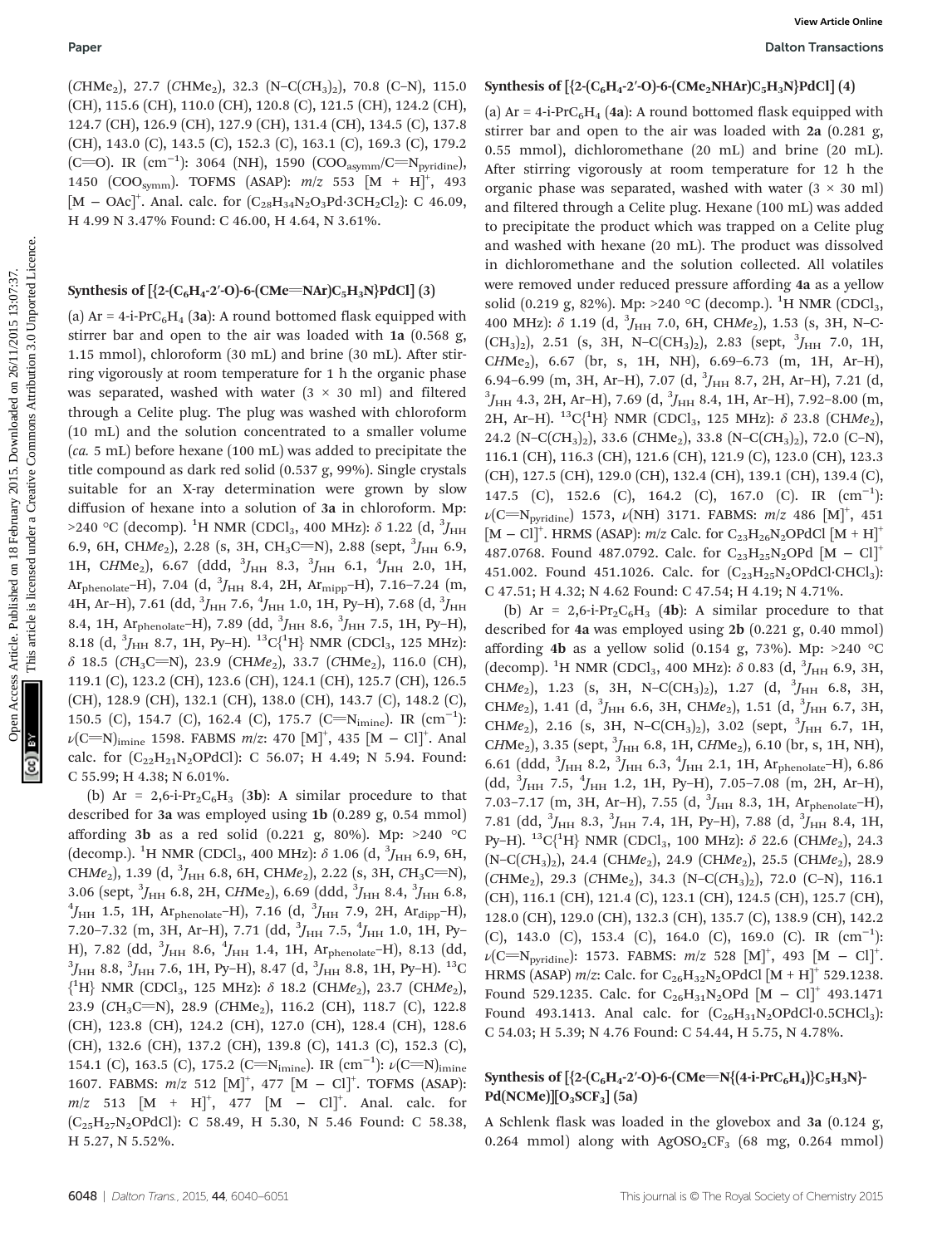(CHMe$_2$), 27.7 (CHMe$_2$), 32.3 (N–C(CH$_3$)$_2$), 70.8 (C–N), 115.0 (CH), 115.6 (CH), 110.0 (CH), 120.8 (C), 121.5 (CH), 124.2 (CH), 124.7 (CH), 126.9 (CH), 127.9 (CH), 131.4 (CH), 134.5 (C), 137.8 (CH), 143.0 (C), 143.5 (C), 152.3 (C), 163.1 (C), 169.3 (C), 179.2 (C=O). IR (cm$^{-1}$): 3064 (NH), 1590 (COO$_{asymm}$/C=N$_{pyridine}$), 1450 (COO$_{symm}$). TOFMS (ASAP): $m/z$ 553 [M + H]$^+$, 493 [M − OAc]$^+$. Anal. calc. for (C$_{28}$H$_{34}$N$_2$O$_3$Pd·3CH$_2$Cl$_2$): C 46.09, H 4.99 N 3.47% Found: C 46.00, H 4.64, N 3.61%.

### Synthesis of [{2-(C$_6$H$_4$-2′-O)-6-(CMe=NAr)C$_5$H$_3$N}PdCl] (3)

(a) Ar = 4-i-PrC$_6$H$_4$ (**3a**): A round bottomed flask equipped with stirrer bar and open to the air was loaded with **1a** (0.568 g, 1.15 mmol), chloroform (30 mL) and brine (30 mL). After stirring vigorously at room temperature for 1 h the organic phase was separated, washed with water (3 × 30 ml) and filtered through a Celite plug. The plug was washed with chloroform (10 mL) and the solution concentrated to a smaller volume (*ca.* 5 mL) before hexane (100 mL) was added to precipitate the title compound as dark red solid (0.537 g, 99%). Single crystals suitable for an X-ray determination were grown by slow diffusion of hexane into a solution of **3a** in chloroform. Mp: >240 °C (decomp). $^1$H NMR (CDCl$_3$, 400 MHz): δ 1.22 (d, $^3J_{HH}$ 6.9, 6H, CHMe$_2$), 2.28 (s, 3H, CH$_3$C=N), 2.88 (sept, $^3J_{HH}$ 6.9, 1H, CHMe$_2$), 6.67 (ddd, $^3J_{HH}$ 8.3, $^3J_{HH}$ 6.1, $^4J_{HH}$ 2.0, 1H, Ar$_{phenolate}$–H), 7.04 (d, $^3J_{HH}$ 8.4, 2H, Ar$_{mipp}$–H), 7.16–7.24 (m, 4H, Ar–H), 7.61 (dd, $^3J_{HH}$ 7.6, $^4J_{HH}$ 1.0, 1H, Py–H), 7.68 (d, $^3J_{HH}$ 8.4, 1H, Ar$_{phenolate}$–H), 7.89 (dd, $^3J_{HH}$ 8.6, $^3J_{HH}$ 7.5, 1H, Py–H), 8.18 (d, $^3J_{HH}$ 8.7, 1H, Py–H). $^{13}$C{$^1$H} NMR (CDCl$_3$, 125 MHz): δ 18.5 (CH$_3$C=N), 23.9 (CHMe$_2$), 33.7 (CHMe$_2$), 116.0 (CH), 119.1 (C), 123.2 (CH), 123.6 (CH), 124.1 (CH), 125.7 (CH), 126.5 (CH), 128.9 (CH), 132.1 (CH), 138.0 (CH), 143.7 (C), 148.2 (C), 150.5 (C), 154.7 (C), 162.4 (C), 175.7 (C=N$_{imine}$). IR (cm$^{-1}$): ν(C=N)$_{imine}$ 1598. FABMS $m/z$: 470 [M]$^+$, 435 [M − Cl]$^+$. Anal calc. for (C$_{22}$H$_{21}$N$_2$OPdCl): C 56.07; H 4.49; N 5.94. Found: C 55.99; H 4.38; N 6.01%.

(b) Ar = 2,6-i-Pr$_2$C$_6$H$_3$ (**3b**): A similar procedure to that described for **3a** was employed using **1b** (0.289 g, 0.54 mmol) affording **3b** as a red solid (0.221 g, 80%). Mp: >240 °C (decomp.). $^1$H NMR (CDCl$_3$, 400 MHz): δ 1.06 (d, $^3J_{HH}$ 6.9, 6H, CHMe$_2$), 1.39 (d, $^3J_{HH}$ 6.8, 6H, CHMe$_2$), 2.22 (s, 3H, CH$_3$C=N), 3.06 (sept, $^3J_{HH}$ 6.8, 2H, CHMe$_2$), 6.69 (ddd, $^3J_{HH}$ 8.4, $^3J_{HH}$ 6.8, $^4J_{HH}$ 1.5, 1H, Ar$_{phenolate}$–H), 7.16 (d, $^3J_{HH}$ 7.9, 2H, Ar$_{dipp}$–H), 7.20–7.32 (m, 3H, Ar–H), 7.71 (dd, $^3J_{HH}$ 7.5, $^4J_{HH}$ 1.0, 1H, Py–H), 7.82 (dd, $^3J_{HH}$ 8.6, $^4J_{HH}$ 1.4, 1H, Ar$_{phenolate}$–H), 8.13 (dd, $^3J_{HH}$ 8.8, $^3J_{HH}$ 7.6, 1H, Py–H), 8.47 (d, $^3J_{HH}$ 8.8, 1H, Py–H). $^{13}$C{$^1$H} NMR (CDCl$_3$, 125 MHz): δ 18.2 (CHMe$_2$), 23.7 (CHMe$_2$), 23.9 (CH$_3$C=N), 28.9 (CHMe$_2$), 116.2 (CH), 118.7 (C), 122.8 (CH), 123.8 (CH), 124.2 (CH), 127.0 (CH), 128.4 (CH), 128.6 (CH), 132.6 (CH), 137.2 (CH), 139.8 (C), 141.3 (C), 152.3 (C), 154.1 (C), 163.5 (C), 175.2 (C=N$_{imine}$). IR (cm$^{-1}$): ν(C=N)$_{imine}$ 1607. FABMS: $m/z$ 512 [M]$^+$, 477 [M − Cl]$^+$. TOFMS (ASAP): $m/z$ 513 [M + H]$^+$, 477 [M − Cl]$^+$. Anal. calc. for (C$_{25}$H$_{27}$N$_2$OPdCl): C 58.49, H 5.30, N 5.46 Found: C 58.38, H 5.27, N 5.52%.

### Synthesis of [{2-(C$_6$H$_4$-2′-O)-6-(CMe$_2$NHAr)C$_5$H$_3$N}PdCl] (4)

(a) Ar = 4-i-PrC$_6$H$_4$ (**4a**): A round bottomed flask equipped with stirrer bar and open to the air was loaded with **2a** (0.281 g, 0.55 mmol), dichloromethane (20 mL) and brine (20 mL). After stirring vigorously at room temperature for 12 h the organic phase was separated, washed with water (3 × 30 ml) and filtered through a Celite plug. Hexane (100 mL) was added to precipitate the product which was trapped on a Celite plug and washed with hexane (20 mL). The product was dissolved in dichloromethane and the solution collected. All volatiles were removed under reduced pressure affording **4a** as a yellow solid (0.219 g, 82%). Mp: >240 °C (decomp.). $^1$H NMR (CDCl$_3$, 400 MHz): δ 1.19 (d, $^3J_{HH}$ 7.0, 6H, CHMe$_2$), 1.53 (s, 3H, N–C-(CH$_3$)$_2$), 2.51 (s, 3H, N–C(CH$_3$)$_2$), 2.83 (sept, $^3J_{HH}$ 7.0, 1H, CHMe$_2$), 6.67 (br, s, 1H, NH), 6.69–6.73 (m, 1H, Ar–H), 6.94–6.99 (m, 3H, Ar–H), 7.07 (d, $^3J_{HH}$ 8.7, 2H, Ar–H), 7.21 (d, $^3J_{HH}$ 4.3, 2H, Ar–H), 7.69 (d, $^3J_{HH}$ 8.4, 1H, Ar–H), 7.92–8.00 (m, 2H, Ar–H). $^{13}$C{$^1$H} NMR (CDCl$_3$, 125 MHz): δ 23.8 (CHMe$_2$), 24.2 (N–C(CH$_3$)$_2$), 33.6 (CHMe$_2$), 33.8 (N–C(CH$_3$)$_2$), 72.0 (C–N), 116.1 (CH), 116.3 (CH), 121.6 (CH), 121.9 (C), 123.0 (CH), 123.3 (CH), 127.5 (CH), 129.0 (CH), 132.4 (CH), 139.1 (CH), 139.4 (C), 147.5 (C), 152.6 (C), 164.2 (C), 167.0 (C). IR (cm$^{-1}$): ν(C=N$_{pyridine}$) 1573, ν(NH) 3171. FABMS: $m/z$ 486 [M]$^+$, 451 [M − Cl]$^+$. HRMS (ASAP): $m/z$ Calc. for C$_{23}$H$_{26}$N$_2$OPdCl [M + H]$^+$ 487.0768. Found 487.0792. Calc. for C$_{23}$H$_{25}$N$_2$OPd [M − Cl]$^+$ 451.002. Found 451.1026. Calc. for (C$_{23}$H$_{25}$N$_2$OPdCl·CHCl$_3$): C 47.51; H 4.32; N 4.62 Found: C 47.54; H 4.19; N 4.71%.

(b) Ar = 2,6-i-Pr$_2$C$_6$H$_3$ (**4b**): A similar procedure to that described for **4a** was employed using **2b** (0.221 g, 0.40 mmol) affording **4b** as a yellow solid (0.154 g, 73%). Mp: >240 °C (decomp). $^1$H NMR (CDCl$_3$, 400 MHz): δ 0.83 (d, $^3J_{HH}$ 6.9, 3H, CHMe$_2$), 1.23 (s, 3H, N–C(CH$_3$)$_2$), 1.27 (d, $^3J_{HH}$ 6.8, 3H, CHMe$_2$), 1.41 (d, $^3J_{HH}$ 6.6, 3H, CHMe$_2$), 1.51 (d, $^3J_{HH}$ 6.7, 3H, CHMe$_2$), 2.16 (s, 3H, N–C(CH$_3$)$_2$), 3.02 (sept, $^3J_{HH}$ 6.7, 1H, CHMe$_2$), 3.35 (sept, $^3J_{HH}$ 6.8, 1H, CHMe$_2$), 6.10 (br, s, 1H, NH), 6.61 (ddd, $^3J_{HH}$ 8.2, $^3J_{HH}$ 6.3, $^4J_{HH}$ 2.1, 1H, Ar$_{phenolate}$–H), 6.86 (dd, $^3J_{HH}$ 7.5, $^4J_{HH}$ 1.2, 1H, Py–H), 7.05–7.08 (m, 2H, Ar–H), 7.03–7.17 (m, 3H, Ar–H), 7.55 (d, $^3J_{HH}$ 8.3, 1H, Ar$_{phenolate}$–H), 7.81 (dd, $^3J_{HH}$ 8.3, $^3J_{HH}$ 7.4, 1H, Py–H), 7.88 (d, $^3J_{HH}$ 8.4, 1H, Py–H). $^{13}$C{$^1$H} NMR (CDCl$_3$, 100 MHz): δ 22.6 (CHMe$_2$), 24.3 (N–C(CH$_3$)$_2$), 24.4 (CHMe$_2$), 24.9 (CHMe$_2$), 25.5 (CHMe$_2$), 28.9 (CHMe$_2$), 29.3 (CHMe$_2$), 34.3 (N–C(CH$_3$)$_2$), 72.0 (C–N), 116.1 (CH), 116.1 (CH), 121.4 (C), 123.1 (CH), 124.5 (CH), 125.7 (CH), 128.0 (CH), 129.0 (CH), 132.3 (CH), 135.7 (C), 138.9 (CH), 142.2 (C), 143.0 (C), 153.4 (C), 164.0 (C), 169.0 (C). IR (cm$^{-1}$): ν(C=N$_{pyridine}$): 1573. FABMS: $m/z$ 528 [M]$^+$, 493 [M − Cl]$^+$. HRMS (ASAP) $m/z$: Calc. for C$_{26}$H$_{32}$N$_2$OPdCl [M + H]$^+$ 529.1238. Found 529.1235. Calc. for C$_{26}$H$_{31}$N$_2$OPd [M − Cl]$^+$ 493.1471 Found 493.1413. Anal calc. for (C$_{26}$H$_{31}$N$_2$OPdCl·0.5CHCl$_3$): C 54.03; H 5.39; N 4.76 Found: C 54.44, H 5.75, N 4.78%.

### Synthesis of [{2-(C$_6$H$_4$-2′-O)-6-(CMe=N{(4-i-PrC$_6$H$_4$)}C$_5$H$_3$N}-Pd(NCMe)][O$_3$SCF$_3$] (5a)

A Schlenk flask was loaded in the glovebox and **3a** (0.124 g, 0.264 mmol) along with AgOSO$_2$CF$_3$ (68 mg, 0.264 mmol)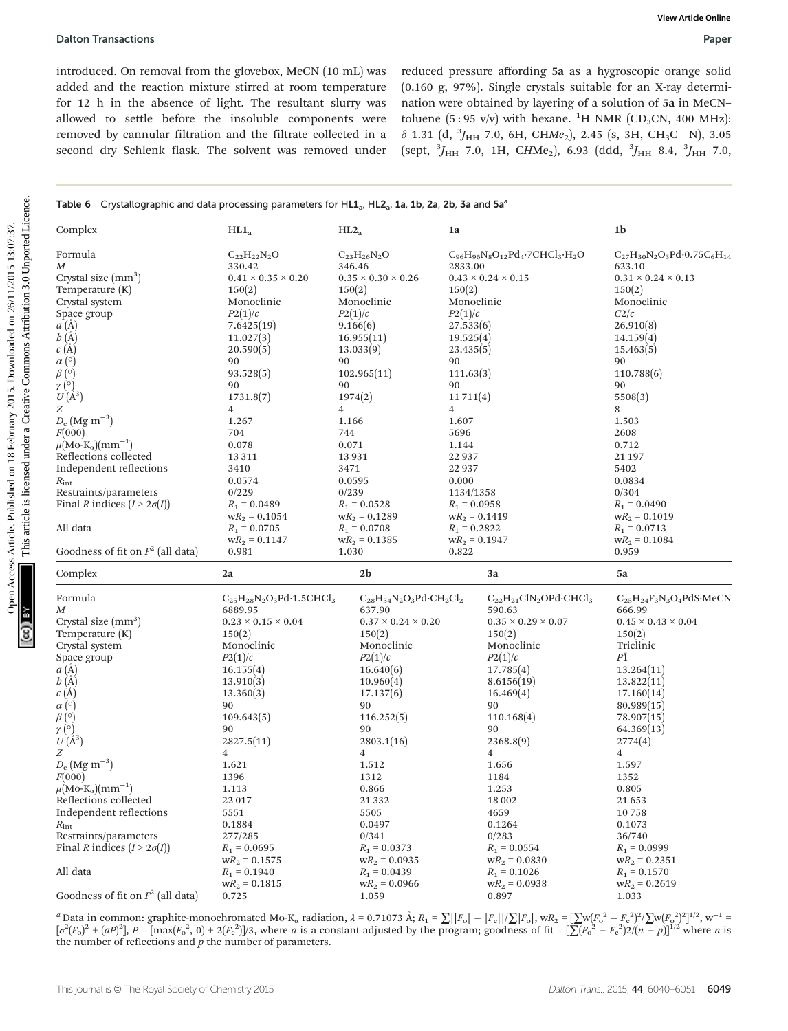introduced. On removal from the glovebox, MeCN (10 mL) was added and the reaction mixture stirred at room temperature for 12 h in the absence of light. The resultant slurry was allowed to settle before the insoluble components were removed by cannular filtration and the filtrate collected in a second dry Schlenk flask. The solvent was removed under reduced pressure affording **5a** as a hygroscopic orange solid (0.160 g, 97%). Single crystals suitable for an X-ray determination were obtained by layering of a solution of **5a** in MeCN–toluene (5 : 95 v/v) with hexane. $^1$H NMR (CD$_3$CN, 400 MHz): $\delta$ 1.31 (d, $^3J_{HH}$ 7.0, 6H, CH$Me_2$), 2.45 (s, 3H, CH$_3$C≡N), 3.05 (sept, $^3J_{HH}$ 7.0, 1H, C$H$Me$_2$), 6.93 (ddd, $^3J_{HH}$ 8.4, $^3J_{HH}$ 7.0,

**Table 6** Crystallographic and data processing parameters for HL**1**$_a$, HL**2**$_a$, **1a**, **1b**, **2a**, **2b**, **3a** and **5a**$^a$

| Complex | HL1$_a$ | HL2$_a$ | 1a | 1b |
|---|---|---|---|---|
| Formula | $C_{22}H_{22}N_2O$ | $C_{23}H_{26}N_2O$ | $C_{96}H_{96}N_8O_{12}Pd_4\cdot 7CHCl_3\cdot H_2O$ | $C_{27}H_{30}N_2O_3Pd\cdot 0.75C_6H_{14}$ |
| $M$ | 330.42 | 346.46 | 2833.00 | 623.10 |
| Crystal size (mm$^3$) | 0.41 × 0.35 × 0.20 | 0.35 × 0.30 × 0.26 | 0.43 × 0.24 × 0.15 | 0.31 × 0.24 × 0.13 |
| Temperature (K) | 150(2) | 150(2) | 150(2) | 150(2) |
| Crystal system | Monoclinic | Monoclinic | Monoclinic | Monoclinic |
| Space group | $P2(1)/c$ | $P2(1)/c$ | $P2(1)/c$ | $C2/c$ |
| $a$ (Å) | 7.6425(19) | 9.166(6) | 27.533(6) | 26.910(8) |
| $b$ (Å) | 11.027(3) | 16.955(11) | 19.525(4) | 14.159(4) |
| $c$ (Å) | 20.590(5) | 13.033(9) | 23.435(5) | 15.463(5) |
| $\alpha$ (°) | 90 | 90 | 90 | 90 |
| $\beta$ (°) | 93.528(5) | 102.965(11) | 111.63(3) | 110.788(6) |
| $\gamma$ (°) | 90 | 90 | 90 | 90 |
| $U$ (Å$^3$) | 1731.8(7) | 1974(2) | 11 711(4) | 5508(3) |
| $Z$ | 4 | 4 | 4 | 8 |
| $D_c$ (Mg m$^{-3}$) | 1.267 | 1.166 | 1.607 | 1.503 |
| $F$(000) | 704 | 744 | 5696 | 2608 |
| $\mu$(Mo-K$_\alpha$)(mm$^{-1}$) | 0.078 | 0.071 | 1.144 | 0.712 |
| Reflections collected | 13 311 | 13 931 | 22 937 | 21 197 |
| Independent reflections | 3410 | 3471 | 22 937 | 5402 |
| $R_{int}$ | 0.0574 | 0.0595 | 0.000 | 0.0834 |
| Restraints/parameters | 0/229 | 0/239 | 1134/1358 | 0/304 |
| Final $R$ indices ($I > 2\sigma(I)$) | $R_1$ = 0.0489 | $R_1$ = 0.0528 | $R_1$ = 0.0958 | $R_1$ = 0.0490 |
| | w$R_2$ = 0.1054 | w$R_2$ = 0.1289 | w$R_2$ = 0.1419 | w$R_2$ = 0.1019 |
| All data | $R_1$ = 0.0705 | $R_1$ = 0.0708 | $R_1$ = 0.2822 | $R_1$ = 0.0713 |
| | w$R_2$ = 0.1147 | w$R_2$ = 0.1385 | w$R_2$ = 0.1947 | w$R_2$ = 0.1084 |
| Goodness of fit on $F^2$ (all data) | 0.981 | 1.030 | 0.822 | 0.959 |
| **Complex** | **2a** | **2b** | **3a** | **5a** |
| Formula | $C_{25}H_{28}N_2O_3Pd\cdot 1.5CHCl_3$ | $C_{28}H_{34}N_2O_3Pd\cdot CH_2Cl_2$ | $C_{22}H_{21}ClN_2OPd\cdot CHCl_3$ | $C_{25}H_{24}F_3N_3O_4PdS\cdot MeCN$ |
| $M$ | 6889.95 | 637.90 | 590.63 | 666.99 |
| Crystal size (mm$^3$) | 0.23 × 0.15 × 0.04 | 0.37 × 0.24 × 0.20 | 0.35 × 0.29 × 0.07 | 0.45 × 0.43 × 0.04 |
| Temperature (K) | 150(2) | 150(2) | 150(2) | 150(2) |
| Crystal system | Monoclinic | Monoclinic | Monoclinic | Triclinic |
| Space group | $P2(1)/c$ | $P2(1)/c$ | $P2(1)/c$ | $P\bar{1}$ |
| $a$ (Å) | 16.155(4) | 16.640(6) | 17.785(4) | 13.264(11) |
| $b$ (Å) | 13.910(3) | 10.960(4) | 8.6156(19) | 13.822(11) |
| $c$ (Å) | 13.360(3) | 17.137(6) | 16.469(4) | 17.160(14) |
| $\alpha$ (°) | 90 | 90 | 90 | 80.989(15) |
| $\beta$ (°) | 109.643(5) | 116.252(5) | 110.168(4) | 78.907(15) |
| $\gamma$ (°) | 90 | 90 | 90 | 64.369(13) |
| $U$ (Å$^3$) | 2827.5(11) | 2803.1(16) | 2368.8(9) | 2774(4) |
| $Z$ | 4 | 4 | 4 | 4 |
| $D_c$ (Mg m$^{-3}$) | 1.621 | 1.512 | 1.656 | 1.597 |
| $F$(000) | 1396 | 1312 | 1184 | 1352 |
| $\mu$(Mo-K$_\alpha$)(mm$^{-1}$) | 1.113 | 0.866 | 1.253 | 0.805 |
| Reflections collected | 22 017 | 21 332 | 18 002 | 21 653 |
| Independent reflections | 5551 | 5505 | 4659 | 10 758 |
| $R_{int}$ | 0.1884 | 0.0497 | 0.1264 | 0.1073 |
| Restraints/parameters | 277/285 | 0/341 | 0/283 | 36/740 |
| Final $R$ indices ($I > 2\sigma(I)$) | $R_1$ = 0.0695 | $R_1$ = 0.0373 | $R_1$ = 0.0554 | $R_1$ = 0.0999 |
| | w$R_2$ = 0.1575 | w$R_2$ = 0.0935 | w$R_2$ = 0.0830 | w$R_2$ = 0.2351 |
| All data | $R_1$ = 0.1940 | $R_1$ = 0.0439 | $R_1$ = 0.1026 | $R_1$ = 0.1570 |
| | w$R_2$ = 0.1815 | w$R_2$ = 0.0966 | w$R_2$ = 0.0938 | w$R_2$ = 0.2619 |
| Goodness of fit on $F^2$ (all data) | 0.725 | 1.059 | 0.897 | 1.033 |

$^a$ Data in common: graphite-monochromated Mo-K$_\alpha$ radiation, $\lambda$ = 0.71073 Å; $R_1 = \sum||F_o| - |F_c||/\sum|F_o|$, w$R_2 = [\sum w(F_o^2 - F_c^2)^2/\sum w(F_o^2)^2]^{1/2}$, w$^{-1} = [\sigma^2(F_o)^2 + (aP)^2]$, $P = [\max(F_o^2, 0) + 2(F_c^2)]/3$, where $a$ is a constant adjusted by the program; goodness of fit $= [\sum(F_o^2 - F_c^2)2/(n - p)]^{1/2}$ where $n$ is the number of reflections and $p$ the number of parameters.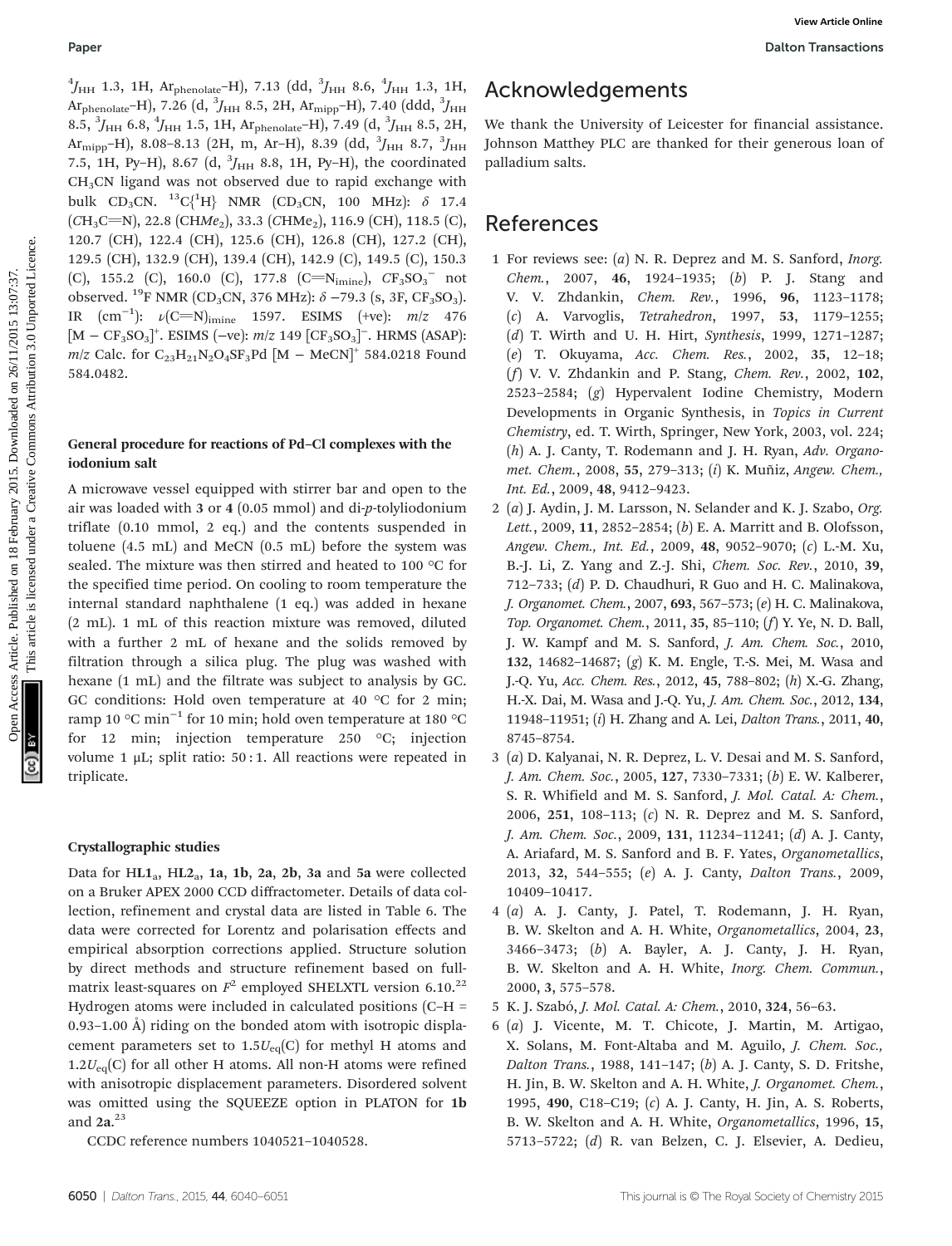$^4J_{HH}$ 1.3, 1H, $Ar_{phenolate}$–H), 7.13 (dd, $^3J_{HH}$ 8.6, $^4J_{HH}$ 1.3, 1H, $Ar_{phenolate}$–H), 7.26 (d, $^3J_{HH}$ 8.5, 2H, $Ar_{mipp}$–H), 7.40 (ddd, $^3J_{HH}$ 8.5, $^3J_{HH}$ 6.8, $^4J_{HH}$ 1.5, 1H, $Ar_{phenolate}$–H), 7.49 (d, $^3J_{HH}$ 8.5, 2H, $Ar_{mipp}$–H), 8.08–8.13 (2H, m, Ar–H), 8.39 (dd, $^3J_{HH}$ 8.7, $^3J_{HH}$ 7.5, 1H, Py–H), 8.67 (d, $^3J_{HH}$ 8.8, 1H, Py–H), the coordinated $CH_3CN$ ligand was not observed due to rapid exchange with bulk $CD_3CN$. $^{13}C\{^1H\}$ NMR ($CD_3CN$, 100 MHz): δ 17.4 ($CH_3C{=}N$), 22.8 ($CHMe_2$), 33.3 ($CHMe_2$), 116.9 (CH), 118.5 (C), 120.7 (CH), 122.4 (CH), 125.6 (CH), 126.8 (CH), 127.2 (CH), 129.5 (CH), 132.9 (CH), 139.4 (CH), 142.9 (C), 149.5 (C), 150.3 (C), 155.2 (C), 160.0 (C), 177.8 ($C{=}N_{imine}$), $CF_3SO_3^-$ not observed. $^{19}F$ NMR ($CD_3CN$, 376 MHz): δ −79.3 (s, 3F, $CF_3SO_3$). IR ($cm^{-1}$): $\nu(C{=}N)_{imine}$ 1597. ESIMS (+ve): $m/z$ 476 $[M - CF_3SO_3]^+$. ESIMS (−ve): $m/z$ 149 $[CF_3SO_3]^-$. HRMS (ASAP): $m/z$ Calc. for $C_{23}H_{21}N_2O_4SF_3Pd$ $[M - MeCN]^+$ 584.0218 Found 584.0482.

### General procedure for reactions of Pd–Cl complexes with the iodonium salt

A microwave vessel equipped with stirrer bar and open to the air was loaded with **3** or **4** (0.05 mmol) and di-*p*-tolyliodonium triflate (0.10 mmol, 2 eq.) and the contents suspended in toluene (4.5 mL) and MeCN (0.5 mL) before the system was sealed. The mixture was then stirred and heated to 100 °C for the specified time period. On cooling to room temperature the internal standard naphthalene (1 eq.) was added in hexane (2 mL). 1 mL of this reaction mixture was removed, diluted with a further 2 mL of hexane and the solids removed by filtration through a silica plug. The plug was washed with hexane (1 mL) and the filtrate was subject to analysis by GC. GC conditions: Hold oven temperature at 40 °C for 2 min; ramp 10 °C $min^{-1}$ for 10 min; hold oven temperature at 180 °C for 12 min; injection temperature 250 °C; injection volume 1 μL; split ratio: 50 : 1. All reactions were repeated in triplicate.

### Crystallographic studies

Data for $HL1_a$, $HL2_a$, **1a**, **1b**, **2a**, **2b**, **3a** and **5a** were collected on a Bruker APEX 2000 CCD diffractometer. Details of data collection, refinement and crystal data are listed in Table 6. The data were corrected for Lorentz and polarisation effects and empirical absorption corrections applied. Structure solution by direct methods and structure refinement based on full-matrix least-squares on $F^2$ employed SHELXTL version 6.10.[22] Hydrogen atoms were included in calculated positions (C–H = 0.93–1.00 Å) riding on the bonded atom with isotropic displacement parameters set to $1.5U_{eq}(C)$ for methyl H atoms and $1.2U_{eq}(C)$ for all other H atoms. All non-H atoms were refined with anisotropic displacement parameters. Disordered solvent was omitted using the SQUEEZE option in PLATON for **1b** and **2a**.[23]

CCDC reference numbers 1040521–1040528.

## Acknowledgements

We thank the University of Leicester for financial assistance. Johnson Matthey PLC are thanked for their generous loan of palladium salts.

## References

1 For reviews see: (*a*) N. R. Deprez and M. S. Sanford, *Inorg. Chem.*, 2007, **46**, 1924–1935; (*b*) P. J. Stang and V. V. Zhdankin, *Chem. Rev.*, 1996, **96**, 1123–1178; (*c*) A. Varvoglis, *Tetrahedron*, 1997, **53**, 1179–1255; (*d*) T. Wirth and U. H. Hirt, *Synthesis*, 1999, 1271–1287; (*e*) T. Okuyama, *Acc. Chem. Res.*, 2002, **35**, 12–18; (*f*) V. V. Zhdankin and P. Stang, *Chem. Rev.*, 2002, **102**, 2523–2584; (*g*) Hypervalent Iodine Chemistry, Modern Developments in Organic Synthesis, in *Topics in Current Chemistry*, ed. T. Wirth, Springer, New York, 2003, vol. 224; (*h*) A. J. Canty, T. Rodemann and J. H. Ryan, *Adv. Organomet. Chem.*, 2008, **55**, 279–313; (*i*) K. Muñiz, *Angew. Chem., Int. Ed.*, 2009, **48**, 9412–9423.

2 (*a*) J. Aydin, J. M. Larsson, N. Selander and K. J. Szabo, *Org. Lett.*, 2009, **11**, 2852–2854; (*b*) E. A. Marritt and B. Olofsson, *Angew. Chem., Int. Ed.*, 2009, **48**, 9052–9070; (*c*) L.-M. Xu, B.-J. Li, Z. Yang and Z.-J. Shi, *Chem. Soc. Rev.*, 2010, **39**, 712–733; (*d*) P. D. Chaudhuri, R Guo and H. C. Malinakova, *J. Organomet. Chem.*, 2007, **693**, 567–573; (*e*) H. C. Malinakova, *Top. Organomet. Chem.*, 2011, **35**, 85–110; (*f*) Y. Ye, N. D. Ball, J. W. Kampf and M. S. Sanford, *J. Am. Chem. Soc.*, 2010, **132**, 14682–14687; (*g*) K. M. Engle, T.-S. Mei, M. Wasa and J.-Q. Yu, *Acc. Chem. Res.*, 2012, **45**, 788–802; (*h*) X.-G. Zhang, H.-X. Dai, M. Wasa and J.-Q. Yu, *J. Am. Chem. Soc.*, 2012, **134**, 11948–11951; (*i*) H. Zhang and A. Lei, *Dalton Trans.*, 2011, **40**, 8745–8754.

3 (*a*) D. Kalyanai, N. R. Deprez, L. V. Desai and M. S. Sanford, *J. Am. Chem. Soc.*, 2005, **127**, 7330–7331; (*b*) E. W. Kalberer, S. R. Whifield and M. S. Sanford, *J. Mol. Catal. A: Chem.*, 2006, **251**, 108–113; (*c*) N. R. Deprez and M. S. Sanford, *J. Am. Chem. Soc.*, 2009, **131**, 11234–11241; (*d*) A. J. Canty, A. Ariafard, M. S. Sanford and B. F. Yates, *Organometallics*, 2013, **32**, 544–555; (*e*) A. J. Canty, *Dalton Trans.*, 2009, 10409–10417.

4 (*a*) A. J. Canty, J. Patel, T. Rodemann, J. H. Ryan, B. W. Skelton and A. H. White, *Organometallics*, 2004, **23**, 3466–3473; (*b*) A. Bayler, A. J. Canty, J. H. Ryan, B. W. Skelton and A. H. White, *Inorg. Chem. Commun.*, 2000, **3**, 575–578.

5 K. J. Szabó, *J. Mol. Catal. A: Chem.*, 2010, **324**, 56–63.

6 (*a*) J. Vicente, M. T. Chicote, J. Martin, M. Artigao, X. Solans, M. Font-Altaba and M. Aguilo, *J. Chem. Soc., Dalton Trans.*, 1988, 141–147; (*b*) A. J. Canty, S. D. Fritshe, H. Jin, B. W. Skelton and A. H. White, *J. Organomet. Chem.*, 1995, **490**, C18–C19; (*c*) A. J. Canty, H. Jin, A. S. Roberts, B. W. Skelton and A. H. White, *Organometallics*, 1996, **15**, 5713–5722; (*d*) R. van Belzen, C. J. Elsevier, A. Dedieu,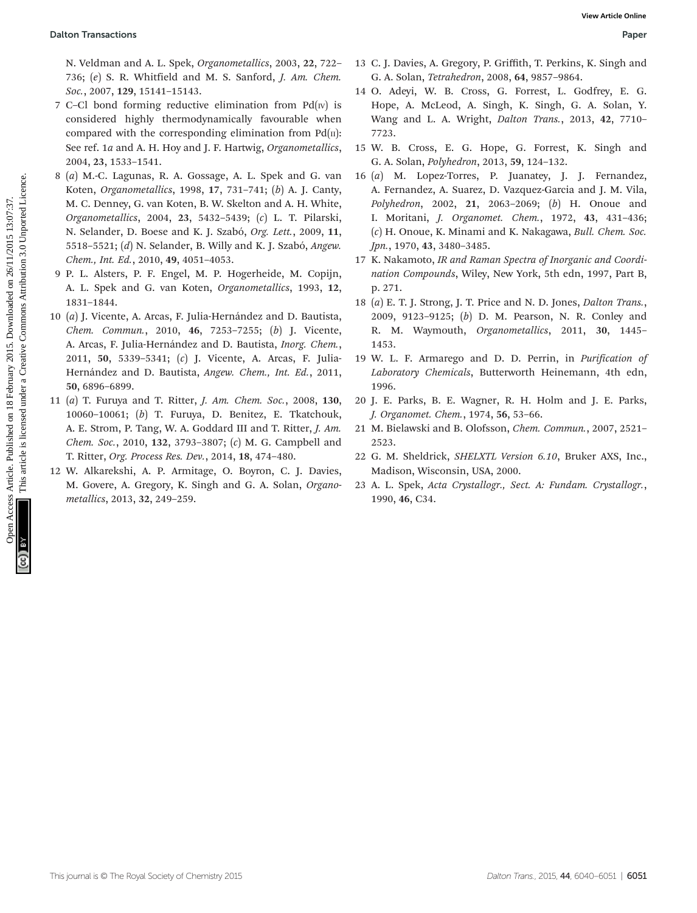N. Veldman and A. L. Spek, *Organometallics*, 2003, **22**, 722–736; (*e*) S. R. Whitfield and M. S. Sanford, *J. Am. Chem. Soc.*, 2007, **129**, 15141–15143.

7 C–Cl bond forming reductive elimination from Pd(IV) is considered highly thermodynamically favourable when compared with the corresponding elimination from Pd(II): See ref. 1*a* and A. H. Hoy and J. F. Hartwig, *Organometallics*, 2004, **23**, 1533–1541.

8 (*a*) M.-C. Lagunas, R. A. Gossage, A. L. Spek and G. van Koten, *Organometallics*, 1998, **17**, 731–741; (*b*) A. J. Canty, M. C. Denney, G. van Koten, B. W. Skelton and A. H. White, *Organometallics*, 2004, **23**, 5432–5439; (*c*) L. T. Pilarski, N. Selander, D. Boese and K. J. Szabó, *Org. Lett.*, 2009, **11**, 5518–5521; (*d*) N. Selander, B. Willy and K. J. Szabó, *Angew. Chem., Int. Ed.*, 2010, **49**, 4051–4053.

9 P. L. Alsters, P. F. Engel, M. P. Hogerheide, M. Copijn, A. L. Spek and G. van Koten, *Organometallics*, 1993, **12**, 1831–1844.

10 (*a*) J. Vicente, A. Arcas, F. Julia-Hernández and D. Bautista, *Chem. Commun.*, 2010, **46**, 7253–7255; (*b*) J. Vicente, A. Arcas, F. Julia-Hernández and D. Bautista, *Inorg. Chem.*, 2011, **50**, 5339–5341; (*c*) J. Vicente, A. Arcas, F. Julia-Hernández and D. Bautista, *Angew. Chem., Int. Ed.*, 2011, **50**, 6896–6899.

11 (*a*) T. Furuya and T. Ritter, *J. Am. Chem. Soc.*, 2008, **130**, 10060–10061; (*b*) T. Furuya, D. Benitez, E. Tkatchouk, A. E. Strom, P. Tang, W. A. Goddard III and T. Ritter, *J. Am. Chem. Soc.*, 2010, **132**, 3793–3807; (*c*) M. G. Campbell and T. Ritter, *Org. Process Res. Dev.*, 2014, **18**, 474–480.

12 W. Alkarekshi, A. P. Armitage, O. Boyron, C. J. Davies, M. Govere, A. Gregory, K. Singh and G. A. Solan, *Organometallics*, 2013, **32**, 249–259.

13 C. J. Davies, A. Gregory, P. Griffith, T. Perkins, K. Singh and G. A. Solan, *Tetrahedron*, 2008, **64**, 9857–9864.

14 O. Adeyi, W. B. Cross, G. Forrest, L. Godfrey, E. G. Hope, A. McLeod, A. Singh, K. Singh, G. A. Solan, Y. Wang and L. A. Wright, *Dalton Trans.*, 2013, **42**, 7710–7723.

15 W. B. Cross, E. G. Hope, G. Forrest, K. Singh and G. A. Solan, *Polyhedron*, 2013, **59**, 124–132.

16 (*a*) M. Lopez-Torres, P. Juanatey, J. J. Fernandez, A. Fernandez, A. Suarez, D. Vazquez-Garcia and J. M. Vila, *Polyhedron*, 2002, **21**, 2063–2069; (*b*) H. Onoue and I. Moritani, *J. Organomet. Chem.*, 1972, **43**, 431–436; (*c*) H. Onoue, K. Minami and K. Nakagawa, *Bull. Chem. Soc. Jpn.*, 1970, **43**, 3480–3485.

17 K. Nakamoto, *IR and Raman Spectra of Inorganic and Coordination Compounds*, Wiley, New York, 5th edn, 1997, Part B, p. 271.

18 (*a*) E. T. J. Strong, J. T. Price and N. D. Jones, *Dalton Trans.*, 2009, 9123–9125; (*b*) D. M. Pearson, N. R. Conley and R. M. Waymouth, *Organometallics*, 2011, **30**, 1445–1453.

19 W. L. F. Armarego and D. D. Perrin, in *Purification of Laboratory Chemicals*, Butterworth Heinemann, 4th edn, 1996.

20 J. E. Parks, B. E. Wagner, R. H. Holm and J. E. Parks, *J. Organomet. Chem.*, 1974, **56**, 53–66.

21 M. Bielawski and B. Olofsson, *Chem. Commun.*, 2007, 2521–2523.

22 G. M. Sheldrick, *SHELXTL Version 6.10*, Bruker AXS, Inc., Madison, Wisconsin, USA, 2000.

23 A. L. Spek, *Acta Crystallogr., Sect. A: Fundam. Crystallogr.*, 1990, **46**, C34.